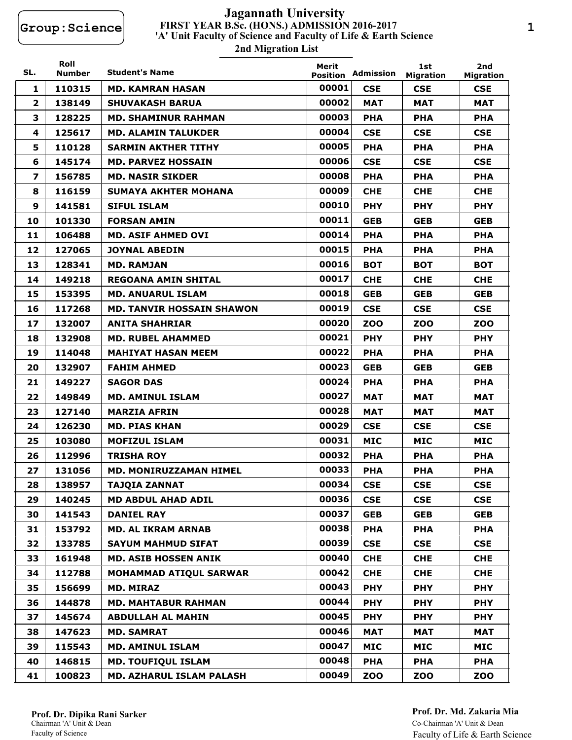Group:Science

# Jagannath University

## FIRST YEAR B.Sc. (HONS.) ADMISSION 2016-2017

### 'A' Unit Faculty of Science and Faculty of Life & Earth Science

### 2nd Migration List

| SL. | Roll Number | Student's Name | Merit Position | Admission | 1st Migration | 2nd Migration |
|---|---|---|---|---|---|---|
| 1 | 110315 | MD. KAMRAN HASAN | 00001 | CSE | CSE | CSE |
| 2 | 138149 | SHUVAKASH BARUA | 00002 | MAT | MAT | MAT |
| 3 | 128225 | MD. SHAMINUR RAHMAN | 00003 | PHA | PHA | PHA |
| 4 | 125617 | MD. ALAMIN TALUKDER | 00004 | CSE | CSE | CSE |
| 5 | 110128 | SARMIN AKTHER TITHY | 00005 | PHA | PHA | PHA |
| 6 | 145174 | MD. PARVEZ HOSSAIN | 00006 | CSE | CSE | CSE |
| 7 | 156785 | MD. NASIR SIKDER | 00008 | PHA | PHA | PHA |
| 8 | 116159 | SUMAYA AKHTER MOHANA | 00009 | CHE | CHE | CHE |
| 9 | 141581 | SIFUL ISLAM | 00010 | PHY | PHY | PHY |
| 10 | 101330 | FORSAN AMIN | 00011 | GEB | GEB | GEB |
| 11 | 106488 | MD. ASIF AHMED OVI | 00014 | PHA | PHA | PHA |
| 12 | 127065 | JOYNAL ABEDIN | 00015 | PHA | PHA | PHA |
| 13 | 128341 | MD. RAMJAN | 00016 | BOT | BOT | BOT |
| 14 | 149218 | REGOANA AMIN SHITAL | 00017 | CHE | CHE | CHE |
| 15 | 153395 | MD. ANUARUL ISLAM | 00018 | GEB | GEB | GEB |
| 16 | 117268 | MD. TANVIR HOSSAIN SHAWON | 00019 | CSE | CSE | CSE |
| 17 | 132007 | ANITA SHAHRIAR | 00020 | ZOO | ZOO | ZOO |
| 18 | 132908 | MD. RUBEL AHAMMED | 00021 | PHY | PHY | PHY |
| 19 | 114048 | MAHIYAT HASAN MEEM | 00022 | PHA | PHA | PHA |
| 20 | 132907 | FAHIM AHMED | 00023 | GEB | GEB | GEB |
| 21 | 149227 | SAGOR DAS | 00024 | PHA | PHA | PHA |
| 22 | 149849 | MD. AMINUL ISLAM | 00027 | MAT | MAT | MAT |
| 23 | 127140 | MARZIA AFRIN | 00028 | MAT | MAT | MAT |
| 24 | 126230 | MD. PIAS KHAN | 00029 | CSE | CSE | CSE |
| 25 | 103080 | MOFIZUL ISLAM | 00031 | MIC | MIC | MIC |
| 26 | 112996 | TRISHA ROY | 00032 | PHA | PHA | PHA |
| 27 | 131056 | MD. MONIRUZZAMAN HIMEL | 00033 | PHA | PHA | PHA |
| 28 | 138957 | TAJQIA ZANNAT | 00034 | CSE | CSE | CSE |
| 29 | 140245 | MD ABDUL AHAD ADIL | 00036 | CSE | CSE | CSE |
| 30 | 141543 | DANIEL RAY | 00037 | GEB | GEB | GEB |
| 31 | 153792 | MD. AL IKRAM ARNAB | 00038 | PHA | PHA | PHA |
| 32 | 133785 | SAYUM MAHMUD SIFAT | 00039 | CSE | CSE | CSE |
| 33 | 161948 | MD. ASIB HOSSEN ANIK | 00040 | CHE | CHE | CHE |
| 34 | 112788 | MOHAMMAD ATIQUL SARWAR | 00042 | CHE | CHE | CHE |
| 35 | 156699 | MD. MIRAZ | 00043 | PHY | PHY | PHY |
| 36 | 144878 | MD. MAHTABUR RAHMAN | 00044 | PHY | PHY | PHY |
| 37 | 145674 | ABDULLAH AL MAHIN | 00045 | PHY | PHY | PHY |
| 38 | 147623 | MD. SAMRAT | 00046 | MAT | MAT | MAT |
| 39 | 115543 | MD. AMINUL ISLAM | 00047 | MIC | MIC | MIC |
| 40 | 146815 | MD. TOUFIQUL ISLAM | 00048 | PHA | PHA | PHA |
| 41 | 100823 | MD. AZHARUL ISLAM PALASH | 00049 | ZOO | ZOO | ZOO |

**Prof. Dr. Dipika Rani Sarker**
Chairman 'A' Unit & Dean
Faculty of Science

**Prof. Dr. Md. Zakaria Mia**
Co-Chairman 'A' Unit & Dean
Faculty of Life & Earth Science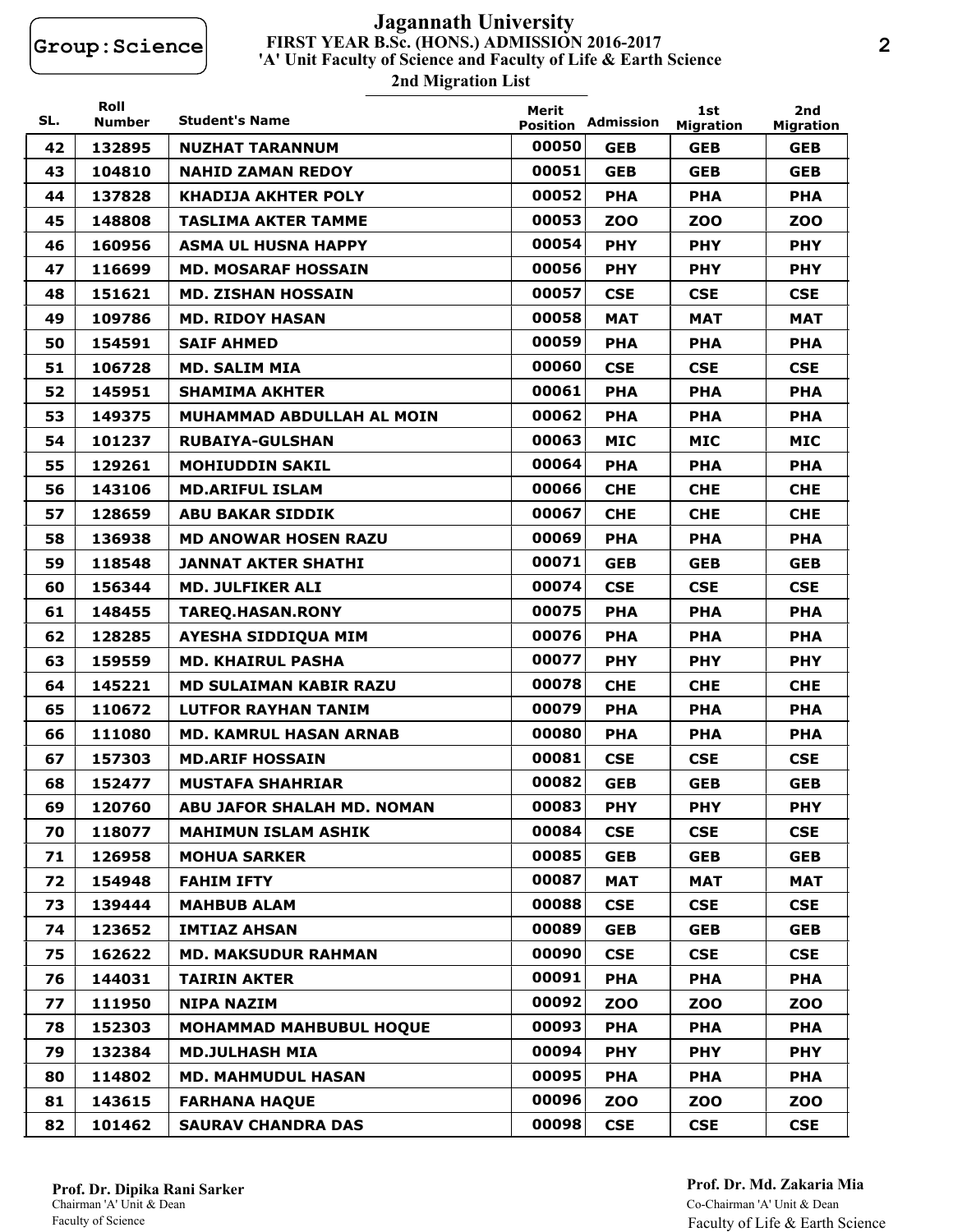Group:Science

# Jagannath University

**FIRST YEAR B.Sc. (HONS.) ADMISSION 2016-2017**
**'A' Unit Faculty of Science and Faculty of Life & Earth Science**
**2nd Migration List**

| SL. | Roll Number | Student's Name | Merit Position | Admission | 1st Migration | 2nd Migration |
|---|---|---|---|---|---|---|
| 42 | 132895 | NUZHAT TARANNUM | 00050 | GEB | GEB | GEB |
| 43 | 104810 | NAHID ZAMAN REDOY | 00051 | GEB | GEB | GEB |
| 44 | 137828 | KHADIJA AKHTER POLY | 00052 | PHA | PHA | PHA |
| 45 | 148808 | TASLIMA AKTER TAMME | 00053 | ZOO | ZOO | ZOO |
| 46 | 160956 | ASMA UL HUSNA HAPPY | 00054 | PHY | PHY | PHY |
| 47 | 116699 | MD. MOSARAF HOSSAIN | 00056 | PHY | PHY | PHY |
| 48 | 151621 | MD. ZISHAN HOSSAIN | 00057 | CSE | CSE | CSE |
| 49 | 109786 | MD. RIDOY HASAN | 00058 | MAT | MAT | MAT |
| 50 | 154591 | SAIF AHMED | 00059 | PHA | PHA | PHA |
| 51 | 106728 | MD. SALIM MIA | 00060 | CSE | CSE | CSE |
| 52 | 145951 | SHAMIMA AKHTER | 00061 | PHA | PHA | PHA |
| 53 | 149375 | MUHAMMAD ABDULLAH AL MOIN | 00062 | PHA | PHA | PHA |
| 54 | 101237 | RUBAIYA-GULSHAN | 00063 | MIC | MIC | MIC |
| 55 | 129261 | MOHIUDDIN SAKIL | 00064 | PHA | PHA | PHA |
| 56 | 143106 | MD.ARIFUL ISLAM | 00066 | CHE | CHE | CHE |
| 57 | 128659 | ABU BAKAR SIDDIK | 00067 | CHE | CHE | CHE |
| 58 | 136938 | MD ANOWAR HOSEN RAZU | 00069 | PHA | PHA | PHA |
| 59 | 118548 | JANNAT AKTER SHATHI | 00071 | GEB | GEB | GEB |
| 60 | 156344 | MD. JULFIKER ALI | 00074 | CSE | CSE | CSE |
| 61 | 148455 | TAREQ.HASAN.RONY | 00075 | PHA | PHA | PHA |
| 62 | 128285 | AYESHA SIDDIQUA MIM | 00076 | PHA | PHA | PHA |
| 63 | 159559 | MD. KHAIRUL PASHA | 00077 | PHY | PHY | PHY |
| 64 | 145221 | MD SULAIMAN KABIR RAZU | 00078 | CHE | CHE | CHE |
| 65 | 110672 | LUTFOR RAYHAN TANIM | 00079 | PHA | PHA | PHA |
| 66 | 111080 | MD. KAMRUL HASAN ARNAB | 00080 | PHA | PHA | PHA |
| 67 | 157303 | MD.ARIF HOSSAIN | 00081 | CSE | CSE | CSE |
| 68 | 152477 | MUSTAFA SHAHRIAR | 00082 | GEB | GEB | GEB |
| 69 | 120760 | ABU JAFOR SHALAH MD. NOMAN | 00083 | PHY | PHY | PHY |
| 70 | 118077 | MAHIMUN ISLAM ASHIK | 00084 | CSE | CSE | CSE |
| 71 | 126958 | MOHUA SARKER | 00085 | GEB | GEB | GEB |
| 72 | 154948 | FAHIM IFTY | 00087 | MAT | MAT | MAT |
| 73 | 139444 | MAHBUB ALAM | 00088 | CSE | CSE | CSE |
| 74 | 123652 | IMTIAZ AHSAN | 00089 | GEB | GEB | GEB |
| 75 | 162622 | MD. MAKSUDUR RAHMAN | 00090 | CSE | CSE | CSE |
| 76 | 144031 | TAIRIN AKTER | 00091 | PHA | PHA | PHA |
| 77 | 111950 | NIPA NAZIM | 00092 | ZOO | ZOO | ZOO |
| 78 | 152303 | MOHAMMAD MAHBUBUL HOQUE | 00093 | PHA | PHA | PHA |
| 79 | 132384 | MD.JULHASH MIA | 00094 | PHY | PHY | PHY |
| 80 | 114802 | MD. MAHMUDUL HASAN | 00095 | PHA | PHA | PHA |
| 81 | 143615 | FARHANA HAQUE | 00096 | ZOO | ZOO | ZOO |
| 82 | 101462 | SAURAV CHANDRA DAS | 00098 | CSE | CSE | CSE |

**Prof. Dr. Dipika Rani Sarker**
Chairman 'A' Unit & Dean
Faculty of Science

**Prof. Dr. Md. Zakaria Mia**
Co-Chairman 'A' Unit & Dean
Faculty of Life & Earth Science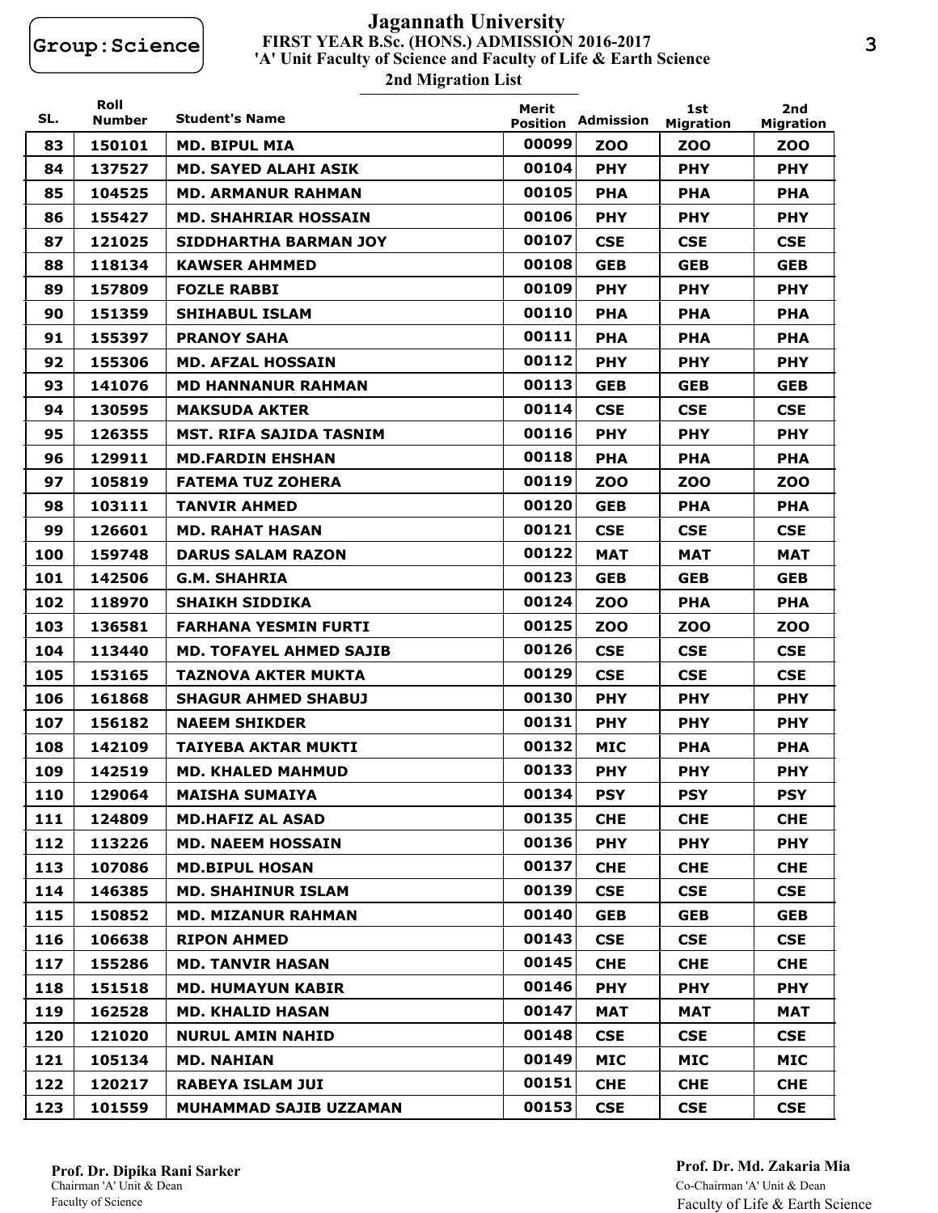Group:Science

# Jagannath University

**FIRST YEAR B.Sc. (HONS.) ADMISSION 2016-2017**

**'A' Unit Faculty of Science and Faculty of Life & Earth Science**

**2nd Migration List**

| SL. | Roll Number | Student's Name | Merit Position | Admission | 1st Migration | 2nd Migration |
|---|---|---|---|---|---|---|
| 83 | 150101 | MD. BIPUL MIA | 00099 | ZOO | ZOO | ZOO |
| 84 | 137527 | MD. SAYED ALAHI ASIK | 00104 | PHY | PHY | PHY |
| 85 | 104525 | MD. ARMANUR RAHMAN | 00105 | PHA | PHA | PHA |
| 86 | 155427 | MD. SHAHRIAR HOSSAIN | 00106 | PHY | PHY | PHY |
| 87 | 121025 | SIDDHARTHA BARMAN JOY | 00107 | CSE | CSE | CSE |
| 88 | 118134 | KAWSER AHMMED | 00108 | GEB | GEB | GEB |
| 89 | 157809 | FOZLE RABBI | 00109 | PHY | PHY | PHY |
| 90 | 151359 | SHIHABUL ISLAM | 00110 | PHA | PHA | PHA |
| 91 | 155397 | PRANOY SAHA | 00111 | PHA | PHA | PHA |
| 92 | 155306 | MD. AFZAL HOSSAIN | 00112 | PHY | PHY | PHY |
| 93 | 141076 | MD HANNANUR RAHMAN | 00113 | GEB | GEB | GEB |
| 94 | 130595 | MAKSUDA AKTER | 00114 | CSE | CSE | CSE |
| 95 | 126355 | MST. RIFA SAJIDA TASNIM | 00116 | PHY | PHY | PHY |
| 96 | 129911 | MD.FARDIN EHSHAN | 00118 | PHA | PHA | PHA |
| 97 | 105819 | FATEMA TUZ ZOHERA | 00119 | ZOO | ZOO | ZOO |
| 98 | 103111 | TANVIR AHMED | 00120 | GEB | PHA | PHA |
| 99 | 126601 | MD. RAHAT HASAN | 00121 | CSE | CSE | CSE |
| 100 | 159748 | DARUS SALAM RAZON | 00122 | MAT | MAT | MAT |
| 101 | 142506 | G.M. SHAHRIA | 00123 | GEB | GEB | GEB |
| 102 | 118970 | SHAIKH SIDDIKA | 00124 | ZOO | PHA | PHA |
| 103 | 136581 | FARHANA YESMIN FURTI | 00125 | ZOO | ZOO | ZOO |
| 104 | 113440 | MD. TOFAYEL AHMED SAJIB | 00126 | CSE | CSE | CSE |
| 105 | 153165 | TAZNOVA AKTER MUKTA | 00129 | CSE | CSE | CSE |
| 106 | 161868 | SHAGUR AHMED SHABUJ | 00130 | PHY | PHY | PHY |
| 107 | 156182 | NAEEM SHIKDER | 00131 | PHY | PHY | PHY |
| 108 | 142109 | TAIYEBA AKTAR MUKTI | 00132 | MIC | PHA | PHA |
| 109 | 142519 | MD. KHALED MAHMUD | 00133 | PHY | PHY | PHY |
| 110 | 129064 | MAISHA SUMAIYA | 00134 | PSY | PSY | PSY |
| 111 | 124809 | MD.HAFIZ AL ASAD | 00135 | CHE | CHE | CHE |
| 112 | 113226 | MD. NAEEM HOSSAIN | 00136 | PHY | PHY | PHY |
| 113 | 107086 | MD.BIPUL HOSAN | 00137 | CHE | CHE | CHE |
| 114 | 146385 | MD. SHAHINUR ISLAM | 00139 | CSE | CSE | CSE |
| 115 | 150852 | MD. MIZANUR RAHMAN | 00140 | GEB | GEB | GEB |
| 116 | 106638 | RIPON AHMED | 00143 | CSE | CSE | CSE |
| 117 | 155286 | MD. TANVIR HASAN | 00145 | CHE | CHE | CHE |
| 118 | 151518 | MD. HUMAYUN KABIR | 00146 | PHY | PHY | PHY |
| 119 | 162528 | MD. KHALID HASAN | 00147 | MAT | MAT | MAT |
| 120 | 121020 | NURUL AMIN NAHID | 00148 | CSE | CSE | CSE |
| 121 | 105134 | MD. NAHIAN | 00149 | MIC | MIC | MIC |
| 122 | 120217 | RABEYA ISLAM JUI | 00151 | CHE | CHE | CHE |
| 123 | 101559 | MUHAMMAD SAJIB UZZAMAN | 00153 | CSE | CSE | CSE |

**Prof. Dr. Dipika Rani Sarker**
Chairman 'A' Unit & Dean
Faculty of Science

**Prof. Dr. Md. Zakaria Mia**
Co-Chairman 'A' Unit & Dean
Faculty of Life & Earth Science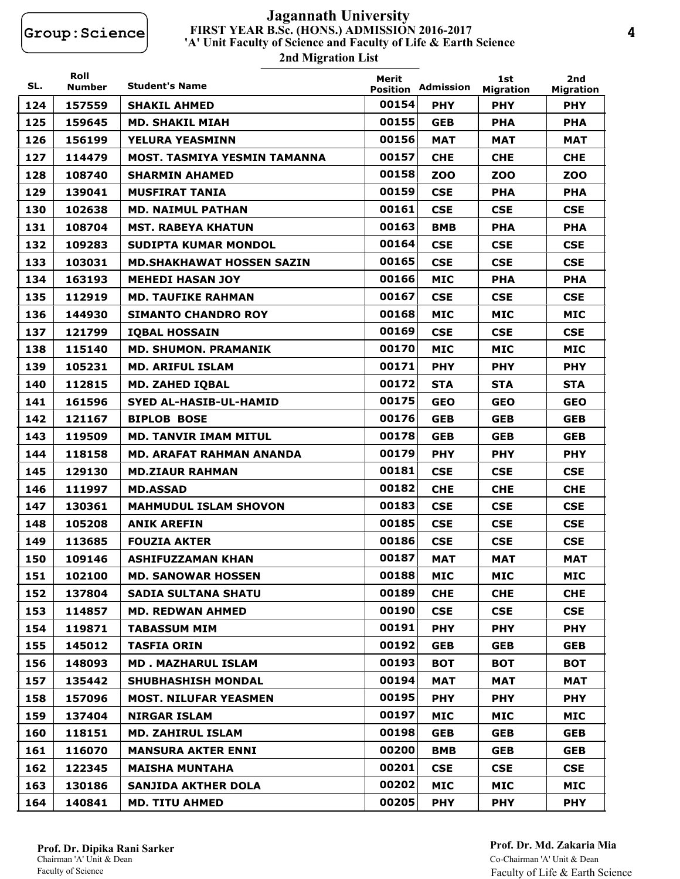Group:Science

# Jagannath University

## FIRST YEAR B.Sc. (HONS.) ADMISSION 2016-2017

### 'A' Unit Faculty of Science and Faculty of Life & Earth Science

### 2nd Migration List

| SL. | Roll Number | Student's Name | Merit Position | Admission | 1st Migration | 2nd Migration |
|---|---|---|---|---|---|---|
| 124 | 157559 | SHAKIL AHMED | 00154 | PHY | PHY | PHY |
| 125 | 159645 | MD. SHAKIL MIAH | 00155 | GEB | PHA | PHA |
| 126 | 156199 | YELURA YEASMINN | 00156 | MAT | MAT | MAT |
| 127 | 114479 | MOST. TASMIYA YESMIN TAMANNA | 00157 | CHE | CHE | CHE |
| 128 | 108740 | SHARMIN AHAMED | 00158 | ZOO | ZOO | ZOO |
| 129 | 139041 | MUSFIRAT TANIA | 00159 | CSE | PHA | PHA |
| 130 | 102638 | MD. NAIMUL PATHAN | 00161 | CSE | CSE | CSE |
| 131 | 108704 | MST. RABEYA KHATUN | 00163 | BMB | PHA | PHA |
| 132 | 109283 | SUDIPTA KUMAR MONDOL | 00164 | CSE | CSE | CSE |
| 133 | 103031 | MD.SHAKHAWAT HOSSEN SAZIN | 00165 | CSE | CSE | CSE |
| 134 | 163193 | MEHEDI HASAN JOY | 00166 | MIC | PHA | PHA |
| 135 | 112919 | MD. TAUFIKE RAHMAN | 00167 | CSE | CSE | CSE |
| 136 | 144930 | SIMANTO CHANDRO ROY | 00168 | MIC | MIC | MIC |
| 137 | 121799 | IQBAL HOSSAIN | 00169 | CSE | CSE | CSE |
| 138 | 115140 | MD. SHUMON. PRAMANIK | 00170 | MIC | MIC | MIC |
| 139 | 105231 | MD. ARIFUL ISLAM | 00171 | PHY | PHY | PHY |
| 140 | 112815 | MD. ZAHED IQBAL | 00172 | STA | STA | STA |
| 141 | 161596 | SYED AL-HASIB-UL-HAMID | 00175 | GEO | GEO | GEO |
| 142 | 121167 | BIPLOB BOSE | 00176 | GEB | GEB | GEB |
| 143 | 119509 | MD. TANVIR IMAM MITUL | 00178 | GEB | GEB | GEB |
| 144 | 118158 | MD. ARAFAT RAHMAN ANANDA | 00179 | PHY | PHY | PHY |
| 145 | 129130 | MD.ZIAUR RAHMAN | 00181 | CSE | CSE | CSE |
| 146 | 111997 | MD.ASSAD | 00182 | CHE | CHE | CHE |
| 147 | 130361 | MAHMUDUL ISLAM SHOVON | 00183 | CSE | CSE | CSE |
| 148 | 105208 | ANIK AREFIN | 00185 | CSE | CSE | CSE |
| 149 | 113685 | FOUZIA AKTER | 00186 | CSE | CSE | CSE |
| 150 | 109146 | ASHIFUZZAMAN KHAN | 00187 | MAT | MAT | MAT |
| 151 | 102100 | MD. SANOWAR HOSSEN | 00188 | MIC | MIC | MIC |
| 152 | 137804 | SADIA SULTANA SHATU | 00189 | CHE | CHE | CHE |
| 153 | 114857 | MD. REDWAN AHMED | 00190 | CSE | CSE | CSE |
| 154 | 119871 | TABASSUM MIM | 00191 | PHY | PHY | PHY |
| 155 | 145012 | TASFIA ORIN | 00192 | GEB | GEB | GEB |
| 156 | 148093 | MD . MAZHARUL ISLAM | 00193 | BOT | BOT | BOT |
| 157 | 135442 | SHUBHASHISH MONDAL | 00194 | MAT | MAT | MAT |
| 158 | 157096 | MOST. NILUFAR YEASMEN | 00195 | PHY | PHY | PHY |
| 159 | 137404 | NIRGAR ISLAM | 00197 | MIC | MIC | MIC |
| 160 | 118151 | MD. ZAHIRUL ISLAM | 00198 | GEB | GEB | GEB |
| 161 | 116070 | MANSURA AKTER ENNI | 00200 | BMB | GEB | GEB |
| 162 | 122345 | MAISHA MUNTAHA | 00201 | CSE | CSE | CSE |
| 163 | 130186 | SANJIDA AKTHER DOLA | 00202 | MIC | MIC | MIC |
| 164 | 140841 | MD. TITU AHMED | 00205 | PHY | PHY | PHY |

**Prof. Dr. Dipika Rani Sarker**
Chairman 'A' Unit & Dean
Faculty of Science

**Prof. Dr. Md. Zakaria Mia**
Co-Chairman 'A' Unit & Dean
Faculty of Life & Earth Science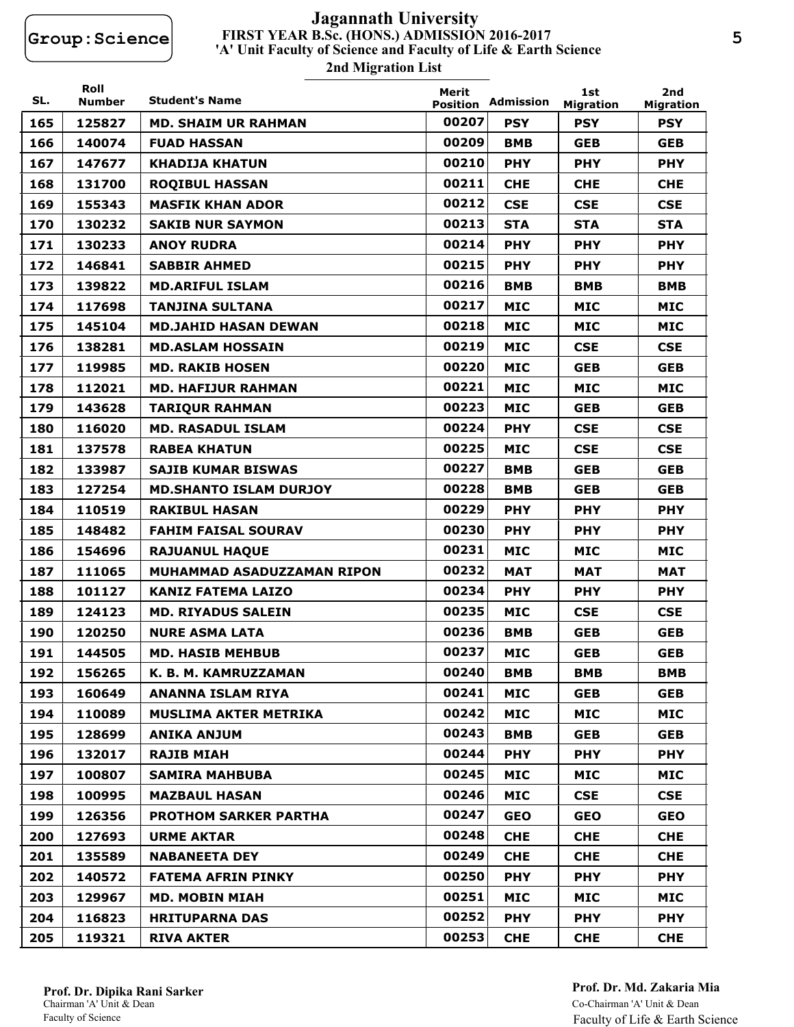Group:Science

# Jagannath University

## FIRST YEAR B.Sc. (HONS.) ADMISSION 2016-2017

### 'A' Unit Faculty of Science and Faculty of Life & Earth Science

### 2nd Migration List

| SL. | Roll Number | Student's Name | Merit Position | Admission | 1st Migration | 2nd Migration |
|---|---|---|---|---|---|---|
| 165 | 125827 | MD. SHAIM UR RAHMAN | 00207 | PSY | PSY | PSY |
| 166 | 140074 | FUAD HASSAN | 00209 | BMB | GEB | GEB |
| 167 | 147677 | KHADIJA KHATUN | 00210 | PHY | PHY | PHY |
| 168 | 131700 | ROQIBUL HASSAN | 00211 | CHE | CHE | CHE |
| 169 | 155343 | MASFIK KHAN ADOR | 00212 | CSE | CSE | CSE |
| 170 | 130232 | SAKIB NUR SAYMON | 00213 | STA | STA | STA |
| 171 | 130233 | ANOY RUDRA | 00214 | PHY | PHY | PHY |
| 172 | 146841 | SABBIR AHMED | 00215 | PHY | PHY | PHY |
| 173 | 139822 | MD.ARIFUL ISLAM | 00216 | BMB | BMB | BMB |
| 174 | 117698 | TANJINA SULTANA | 00217 | MIC | MIC | MIC |
| 175 | 145104 | MD.JAHID HASAN DEWAN | 00218 | MIC | MIC | MIC |
| 176 | 138281 | MD.ASLAM HOSSAIN | 00219 | MIC | CSE | CSE |
| 177 | 119985 | MD. RAKIB HOSEN | 00220 | MIC | GEB | GEB |
| 178 | 112021 | MD. HAFIJUR RAHMAN | 00221 | MIC | MIC | MIC |
| 179 | 143628 | TARIQUR RAHMAN | 00223 | MIC | GEB | GEB |
| 180 | 116020 | MD. RASADUL ISLAM | 00224 | PHY | CSE | CSE |
| 181 | 137578 | RABEA KHATUN | 00225 | MIC | CSE | CSE |
| 182 | 133987 | SAJIB KUMAR BISWAS | 00227 | BMB | GEB | GEB |
| 183 | 127254 | MD.SHANTO ISLAM DURJOY | 00228 | BMB | GEB | GEB |
| 184 | 110519 | RAKIBUL HASAN | 00229 | PHY | PHY | PHY |
| 185 | 148482 | FAHIM FAISAL SOURAV | 00230 | PHY | PHY | PHY |
| 186 | 154696 | RAJUANUL HAQUE | 00231 | MIC | MIC | MIC |
| 187 | 111065 | MUHAMMAD ASADUZZAMAN RIPON | 00232 | MAT | MAT | MAT |
| 188 | 101127 | KANIZ FATEMA LAIZO | 00234 | PHY | PHY | PHY |
| 189 | 124123 | MD. RIYADUS SALEIN | 00235 | MIC | CSE | CSE |
| 190 | 120250 | NURE ASMA LATA | 00236 | BMB | GEB | GEB |
| 191 | 144505 | MD. HASIB MEHBUB | 00237 | MIC | GEB | GEB |
| 192 | 156265 | K. B. M. KAMRUZZAMAN | 00240 | BMB | BMB | BMB |
| 193 | 160649 | ANANNA ISLAM RIYA | 00241 | MIC | GEB | GEB |
| 194 | 110089 | MUSLIMA AKTER METRIKA | 00242 | MIC | MIC | MIC |
| 195 | 128699 | ANIKA ANJUM | 00243 | BMB | GEB | GEB |
| 196 | 132017 | RAJIB MIAH | 00244 | PHY | PHY | PHY |
| 197 | 100807 | SAMIRA MAHBUBA | 00245 | MIC | MIC | MIC |
| 198 | 100995 | MAZBAUL HASAN | 00246 | MIC | CSE | CSE |
| 199 | 126356 | PROTHOM SARKER PARTHA | 00247 | GEO | GEO | GEO |
| 200 | 127693 | URME AKTAR | 00248 | CHE | CHE | CHE |
| 201 | 135589 | NABANEETA DEY | 00249 | CHE | CHE | CHE |
| 202 | 140572 | FATEMA AFRIN PINKY | 00250 | PHY | PHY | PHY |
| 203 | 129967 | MD. MOBIN MIAH | 00251 | MIC | MIC | MIC |
| 204 | 116823 | HRITUPARNA DAS | 00252 | PHY | PHY | PHY |
| 205 | 119321 | RIVA AKTER | 00253 | CHE | CHE | CHE |

**Prof. Dr. Dipika Rani Sarker**
Chairman 'A' Unit & Dean
Faculty of Science

**Prof. Dr. Md. Zakaria Mia**
Co-Chairman 'A' Unit & Dean
Faculty of Life & Earth Science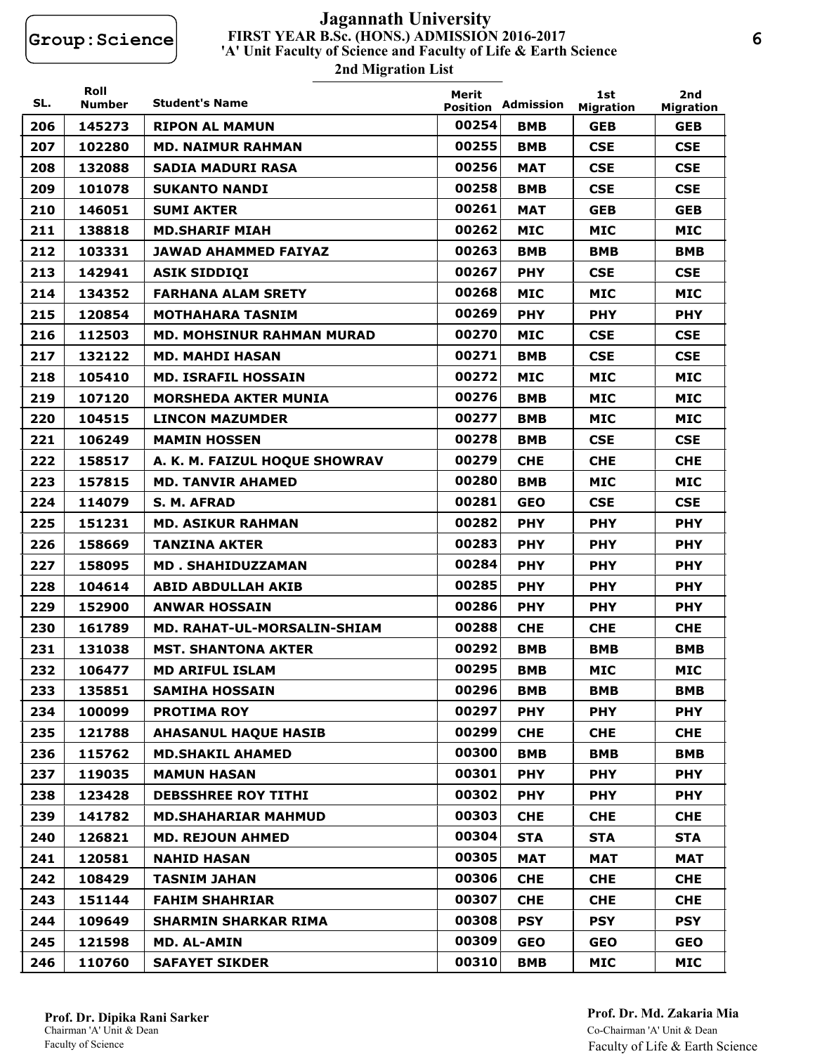Group:Science

# Jagannath University

## FIRST YEAR B.Sc. (HONS.) ADMISSION 2016-2017

### 'A' Unit Faculty of Science and Faculty of Life & Earth Science

### 2nd Migration List

| SL. | Roll Number | Student's Name | Merit Position | Admission | 1st Migration | 2nd Migration |
|---|---|---|---|---|---|---|
| 206 | 145273 | RIPON AL MAMUN | 00254 | BMB | GEB | GEB |
| 207 | 102280 | MD. NAIMUR RAHMAN | 00255 | BMB | CSE | CSE |
| 208 | 132088 | SADIA MADURI RASA | 00256 | MAT | CSE | CSE |
| 209 | 101078 | SUKANTO NANDI | 00258 | BMB | CSE | CSE |
| 210 | 146051 | SUMI AKTER | 00261 | MAT | GEB | GEB |
| 211 | 138818 | MD.SHARIF MIAH | 00262 | MIC | MIC | MIC |
| 212 | 103331 | JAWAD AHAMMED FAIYAZ | 00263 | BMB | BMB | BMB |
| 213 | 142941 | ASIK SIDDIQI | 00267 | PHY | CSE | CSE |
| 214 | 134352 | FARHANA ALAM SRETY | 00268 | MIC | MIC | MIC |
| 215 | 120854 | MOTHAHARA TASNIM | 00269 | PHY | PHY | PHY |
| 216 | 112503 | MD. MOHSINUR RAHMAN MURAD | 00270 | MIC | CSE | CSE |
| 217 | 132122 | MD. MAHDI HASAN | 00271 | BMB | CSE | CSE |
| 218 | 105410 | MD. ISRAFIL HOSSAIN | 00272 | MIC | MIC | MIC |
| 219 | 107120 | MORSHEDA AKTER MUNIA | 00276 | BMB | MIC | MIC |
| 220 | 104515 | LINCON MAZUMDER | 00277 | BMB | MIC | MIC |
| 221 | 106249 | MAMIN HOSSEN | 00278 | BMB | CSE | CSE |
| 222 | 158517 | A. K. M. FAIZUL HOQUE SHOWRAV | 00279 | CHE | CHE | CHE |
| 223 | 157815 | MD. TANVIR AHAMED | 00280 | BMB | MIC | MIC |
| 224 | 114079 | S. M. AFRAD | 00281 | GEO | CSE | CSE |
| 225 | 151231 | MD. ASIKUR RAHMAN | 00282 | PHY | PHY | PHY |
| 226 | 158669 | TANZINA AKTER | 00283 | PHY | PHY | PHY |
| 227 | 158095 | MD . SHAHIDUZZAMAN | 00284 | PHY | PHY | PHY |
| 228 | 104614 | ABID ABDULLAH AKIB | 00285 | PHY | PHY | PHY |
| 229 | 152900 | ANWAR HOSSAIN | 00286 | PHY | PHY | PHY |
| 230 | 161789 | MD. RAHAT-UL-MORSALIN-SHIAM | 00288 | CHE | CHE | CHE |
| 231 | 131038 | MST. SHANTONA AKTER | 00292 | BMB | BMB | BMB |
| 232 | 106477 | MD ARIFUL ISLAM | 00295 | BMB | MIC | MIC |
| 233 | 135851 | SAMIHA HOSSAIN | 00296 | BMB | BMB | BMB |
| 234 | 100099 | PROTIMA ROY | 00297 | PHY | PHY | PHY |
| 235 | 121788 | AHASANUL HAQUE HASIB | 00299 | CHE | CHE | CHE |
| 236 | 115762 | MD.SHAKIL AHAMED | 00300 | BMB | BMB | BMB |
| 237 | 119035 | MAMUN HASAN | 00301 | PHY | PHY | PHY |
| 238 | 123428 | DEBSSHREE ROY TITHI | 00302 | PHY | PHY | PHY |
| 239 | 141782 | MD.SHAHARIAR MAHMUD | 00303 | CHE | CHE | CHE |
| 240 | 126821 | MD. REJOUN AHMED | 00304 | STA | STA | STA |
| 241 | 120581 | NAHID HASAN | 00305 | MAT | MAT | MAT |
| 242 | 108429 | TASNIM JAHAN | 00306 | CHE | CHE | CHE |
| 243 | 151144 | FAHIM SHAHRIAR | 00307 | CHE | CHE | CHE |
| 244 | 109649 | SHARMIN SHARKAR RIMA | 00308 | PSY | PSY | PSY |
| 245 | 121598 | MD. AL-AMIN | 00309 | GEO | GEO | GEO |
| 246 | 110760 | SAFAYET SIKDER | 00310 | BMB | MIC | MIC |

**Prof. Dr. Dipika Rani Sarker**
Chairman 'A' Unit & Dean
Faculty of Science

**Prof. Dr. Md. Zakaria Mia**
Co-Chairman 'A' Unit & Dean
Faculty of Life & Earth Science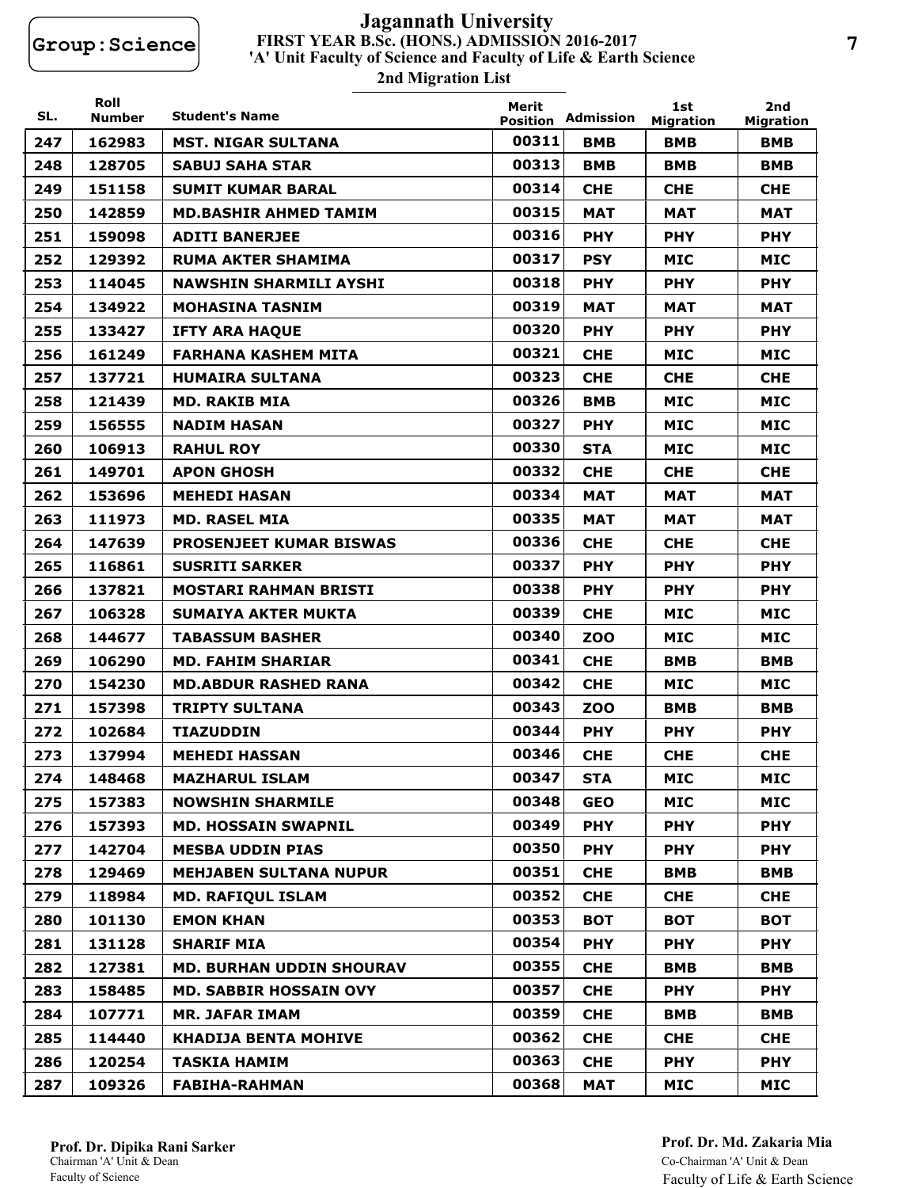Group:Science

# Jagannath University

## FIRST YEAR B.Sc. (HONS.) ADMISSION 2016-2017

### 'A' Unit Faculty of Science and Faculty of Life & Earth Science

### 2nd Migration List

| SL. | Roll Number | Student's Name | Merit Position | Admission | 1st Migration | 2nd Migration |
|---|---|---|---|---|---|---|
| 247 | 162983 | MST. NIGAR SULTANA | 00311 | BMB | BMB | BMB |
| 248 | 128705 | SABUJ SAHA STAR | 00313 | BMB | BMB | BMB |
| 249 | 151158 | SUMIT KUMAR BARAL | 00314 | CHE | CHE | CHE |
| 250 | 142859 | MD.BASHIR AHMED TAMIM | 00315 | MAT | MAT | MAT |
| 251 | 159098 | ADITI BANERJEE | 00316 | PHY | PHY | PHY |
| 252 | 129392 | RUMA AKTER SHAMIMA | 00317 | PSY | MIC | MIC |
| 253 | 114045 | NAWSHIN SHARMILI AYSHI | 00318 | PHY | PHY | PHY |
| 254 | 134922 | MOHASINA TASNIM | 00319 | MAT | MAT | MAT |
| 255 | 133427 | IFTY ARA HAQUE | 00320 | PHY | PHY | PHY |
| 256 | 161249 | FARHANA KASHEM MITA | 00321 | CHE | MIC | MIC |
| 257 | 137721 | HUMAIRA SULTANA | 00323 | CHE | CHE | CHE |
| 258 | 121439 | MD. RAKIB MIA | 00326 | BMB | MIC | MIC |
| 259 | 156555 | NADIM HASAN | 00327 | PHY | MIC | MIC |
| 260 | 106913 | RAHUL ROY | 00330 | STA | MIC | MIC |
| 261 | 149701 | APON GHOSH | 00332 | CHE | CHE | CHE |
| 262 | 153696 | MEHEDI HASAN | 00334 | MAT | MAT | MAT |
| 263 | 111973 | MD. RASEL MIA | 00335 | MAT | MAT | MAT |
| 264 | 147639 | PROSENJEET KUMAR BISWAS | 00336 | CHE | CHE | CHE |
| 265 | 116861 | SUSRITI SARKER | 00337 | PHY | PHY | PHY |
| 266 | 137821 | MOSTARI RAHMAN BRISTI | 00338 | PHY | PHY | PHY |
| 267 | 106328 | SUMAIYA AKTER MUKTA | 00339 | CHE | MIC | MIC |
| 268 | 144677 | TABASSUM BASHER | 00340 | ZOO | MIC | MIC |
| 269 | 106290 | MD. FAHIM SHARIAR | 00341 | CHE | BMB | BMB |
| 270 | 154230 | MD.ABDUR RASHED RANA | 00342 | CHE | MIC | MIC |
| 271 | 157398 | TRIPTY SULTANA | 00343 | ZOO | BMB | BMB |
| 272 | 102684 | TIAZUDDIN | 00344 | PHY | PHY | PHY |
| 273 | 137994 | MEHEDI HASSAN | 00346 | CHE | CHE | CHE |
| 274 | 148468 | MAZHARUL ISLAM | 00347 | STA | MIC | MIC |
| 275 | 157383 | NOWSHIN SHARMILE | 00348 | GEO | MIC | MIC |
| 276 | 157393 | MD. HOSSAIN SWAPNIL | 00349 | PHY | PHY | PHY |
| 277 | 142704 | MESBA UDDIN PIAS | 00350 | PHY | PHY | PHY |
| 278 | 129469 | MEHJABEN SULTANA NUPUR | 00351 | CHE | BMB | BMB |
| 279 | 118984 | MD. RAFIQUL ISLAM | 00352 | CHE | CHE | CHE |
| 280 | 101130 | EMON KHAN | 00353 | BOT | BOT | BOT |
| 281 | 131128 | SHARIF MIA | 00354 | PHY | PHY | PHY |
| 282 | 127381 | MD. BURHAN UDDIN SHOURAV | 00355 | CHE | BMB | BMB |
| 283 | 158485 | MD. SABBIR HOSSAIN OVY | 00357 | CHE | PHY | PHY |
| 284 | 107771 | MR. JAFAR IMAM | 00359 | CHE | BMB | BMB |
| 285 | 114440 | KHADIJA BENTA MOHIVE | 00362 | CHE | CHE | CHE |
| 286 | 120254 | TASKIA HAMIM | 00363 | CHE | PHY | PHY |
| 287 | 109326 | FABIHA-RAHMAN | 00368 | MAT | MIC | MIC |

**Prof. Dr. Dipika Rani Sarker**
Chairman 'A' Unit & Dean
Faculty of Science

**Prof. Dr. Md. Zakaria Mia**
Co-Chairman 'A' Unit & Dean
Faculty of Life & Earth Science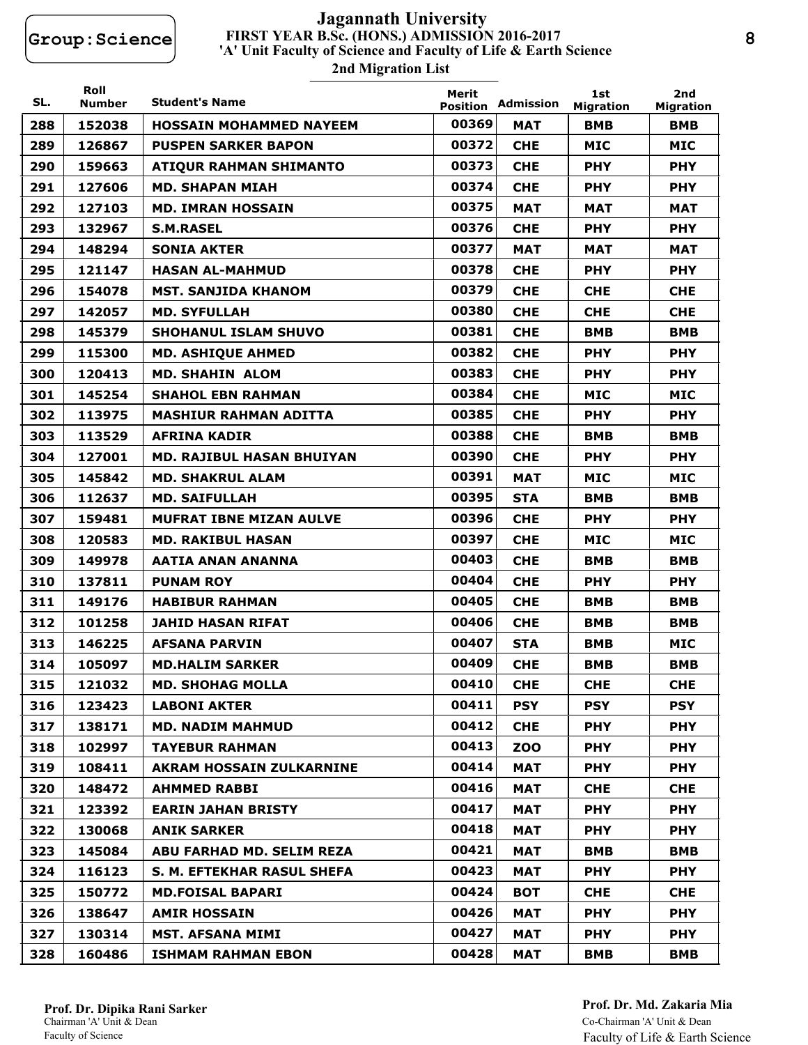Group:Science

# Jagannath University

## FIRST YEAR B.Sc. (HONS.) ADMISSION 2016-2017

### 'A' Unit Faculty of Science and Faculty of Life & Earth Science

### 2nd Migration List

| SL. | Roll Number | Student's Name | Merit Position | Admission | 1st Migration | 2nd Migration |
|---|---|---|---|---|---|---|
| 288 | 152038 | HOSSAIN MOHAMMED NAYEEM | 00369 | MAT | BMB | BMB |
| 289 | 126867 | PUSPEN SARKER BAPON | 00372 | CHE | MIC | MIC |
| 290 | 159663 | ATIQUR RAHMAN SHIMANTO | 00373 | CHE | PHY | PHY |
| 291 | 127606 | MD. SHAPAN MIAH | 00374 | CHE | PHY | PHY |
| 292 | 127103 | MD. IMRAN HOSSAIN | 00375 | MAT | MAT | MAT |
| 293 | 132967 | S.M.RASEL | 00376 | CHE | PHY | PHY |
| 294 | 148294 | SONIA AKTER | 00377 | MAT | MAT | MAT |
| 295 | 121147 | HASAN AL-MAHMUD | 00378 | CHE | PHY | PHY |
| 296 | 154078 | MST. SANJIDA KHANOM | 00379 | CHE | CHE | CHE |
| 297 | 142057 | MD. SYFULLAH | 00380 | CHE | CHE | CHE |
| 298 | 145379 | SHOHANUL ISLAM SHUVO | 00381 | CHE | BMB | BMB |
| 299 | 115300 | MD. ASHIQUE AHMED | 00382 | CHE | PHY | PHY |
| 300 | 120413 | MD. SHAHIN ALOM | 00383 | CHE | PHY | PHY |
| 301 | 145254 | SHAHOL EBN RAHMAN | 00384 | CHE | MIC | MIC |
| 302 | 113975 | MASHIUR RAHMAN ADITTA | 00385 | CHE | PHY | PHY |
| 303 | 113529 | AFRINA KADIR | 00388 | CHE | BMB | BMB |
| 304 | 127001 | MD. RAJIBUL HASAN BHUIYAN | 00390 | CHE | PHY | PHY |
| 305 | 145842 | MD. SHAKRUL ALAM | 00391 | MAT | MIC | MIC |
| 306 | 112637 | MD. SAIFULLAH | 00395 | STA | BMB | BMB |
| 307 | 159481 | MUFRAT IBNE MIZAN AULVE | 00396 | CHE | PHY | PHY |
| 308 | 120583 | MD. RAKIBUL HASAN | 00397 | CHE | MIC | MIC |
| 309 | 149978 | AATIA ANAN ANANNA | 00403 | CHE | BMB | BMB |
| 310 | 137811 | PUNAM ROY | 00404 | CHE | PHY | PHY |
| 311 | 149176 | HABIBUR RAHMAN | 00405 | CHE | BMB | BMB |
| 312 | 101258 | JAHID HASAN RIFAT | 00406 | CHE | BMB | BMB |
| 313 | 146225 | AFSANA PARVIN | 00407 | STA | BMB | MIC |
| 314 | 105097 | MD.HALIM SARKER | 00409 | CHE | BMB | BMB |
| 315 | 121032 | MD. SHOHAG MOLLA | 00410 | CHE | CHE | CHE |
| 316 | 123423 | LABONI AKTER | 00411 | PSY | PSY | PSY |
| 317 | 138171 | MD. NADIM MAHMUD | 00412 | CHE | PHY | PHY |
| 318 | 102997 | TAYEBUR RAHMAN | 00413 | ZOO | PHY | PHY |
| 319 | 108411 | AKRAM HOSSAIN ZULKARNINE | 00414 | MAT | PHY | PHY |
| 320 | 148472 | AHMMED RABBI | 00416 | MAT | CHE | CHE |
| 321 | 123392 | EARIN JAHAN BRISTY | 00417 | MAT | PHY | PHY |
| 322 | 130068 | ANIK SARKER | 00418 | MAT | PHY | PHY |
| 323 | 145084 | ABU FARHAD MD. SELIM REZA | 00421 | MAT | BMB | BMB |
| 324 | 116123 | S. M. EFTEKHAR RASUL SHEFA | 00423 | MAT | PHY | PHY |
| 325 | 150772 | MD.FOISAL BAPARI | 00424 | BOT | CHE | CHE |
| 326 | 138647 | AMIR HOSSAIN | 00426 | MAT | PHY | PHY |
| 327 | 130314 | MST. AFSANA MIMI | 00427 | MAT | PHY | PHY |
| 328 | 160486 | ISHMAM RAHMAN EBON | 00428 | MAT | BMB | BMB |

**Prof. Dr. Dipika Rani Sarker**
Chairman 'A' Unit & Dean
Faculty of Science

**Prof. Dr. Md. Zakaria Mia**
Co-Chairman 'A' Unit & Dean
Faculty of Life & Earth Science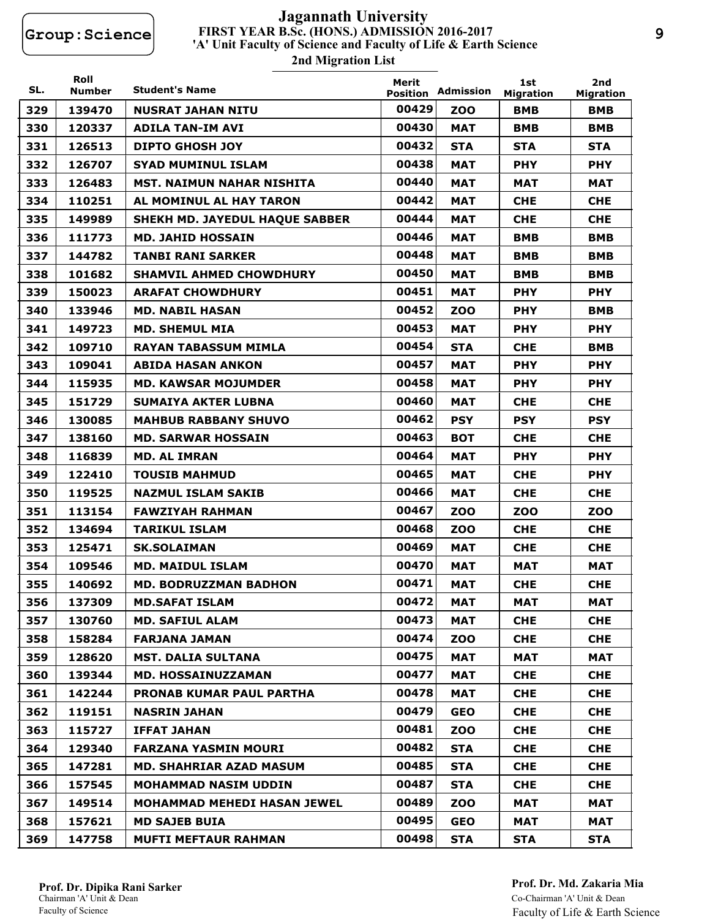Group:Science

# Jagannath University

**FIRST YEAR B.Sc. (HONS.) ADMISSION 2016-2017**

**'A' Unit Faculty of Science and Faculty of Life & Earth Science**

**2nd Migration List**

| SL. | Roll Number | Student's Name | Merit Position | Admission | 1st Migration | 2nd Migration |
|---|---|---|---|---|---|---|
| 329 | 139470 | NUSRAT JAHAN NITU | 00429 | ZOO | BMB | BMB |
| 330 | 120337 | ADILA TAN-IM AVI | 00430 | MAT | BMB | BMB |
| 331 | 126513 | DIPTO GHOSH JOY | 00432 | STA | STA | STA |
| 332 | 126707 | SYAD MUMINUL ISLAM | 00438 | MAT | PHY | PHY |
| 333 | 126483 | MST. NAIMUN NAHAR NISHITA | 00440 | MAT | MAT | MAT |
| 334 | 110251 | AL MOMINUL AL HAY TARON | 00442 | MAT | CHE | CHE |
| 335 | 149989 | SHEKH MD. JAYEDUL HAQUE SABBER | 00444 | MAT | CHE | CHE |
| 336 | 111773 | MD. JAHID HOSSAIN | 00446 | MAT | BMB | BMB |
| 337 | 144782 | TANBI RANI SARKER | 00448 | MAT | BMB | BMB |
| 338 | 101682 | SHAMVIL AHMED CHOWDHURY | 00450 | MAT | BMB | BMB |
| 339 | 150023 | ARAFAT CHOWDHURY | 00451 | MAT | PHY | PHY |
| 340 | 133946 | MD. NABIL HASAN | 00452 | ZOO | PHY | BMB |
| 341 | 149723 | MD. SHEMUL MIA | 00453 | MAT | PHY | PHY |
| 342 | 109710 | RAYAN TABASSUM MIMLA | 00454 | STA | CHE | BMB |
| 343 | 109041 | ABIDA HASAN ANKON | 00457 | MAT | PHY | PHY |
| 344 | 115935 | MD. KAWSAR MOJUMDER | 00458 | MAT | PHY | PHY |
| 345 | 151729 | SUMAIYA AKTER LUBNA | 00460 | MAT | CHE | CHE |
| 346 | 130085 | MAHBUB RABBANY SHUVO | 00462 | PSY | PSY | PSY |
| 347 | 138160 | MD. SARWAR HOSSAIN | 00463 | BOT | CHE | CHE |
| 348 | 116839 | MD. AL IMRAN | 00464 | MAT | PHY | PHY |
| 349 | 122410 | TOUSIB MAHMUD | 00465 | MAT | CHE | PHY |
| 350 | 119525 | NAZMUL ISLAM SAKIB | 00466 | MAT | CHE | CHE |
| 351 | 113154 | FAWZIYAH RAHMAN | 00467 | ZOO | ZOO | ZOO |
| 352 | 134694 | TARIKUL ISLAM | 00468 | ZOO | CHE | CHE |
| 353 | 125471 | SK.SOLAIMAN | 00469 | MAT | CHE | CHE |
| 354 | 109546 | MD. MAIDUL ISLAM | 00470 | MAT | MAT | MAT |
| 355 | 140692 | MD. BODRUZZMAN BADHON | 00471 | MAT | CHE | CHE |
| 356 | 137309 | MD.SAFAT ISLAM | 00472 | MAT | MAT | MAT |
| 357 | 130760 | MD. SAFIUL ALAM | 00473 | MAT | CHE | CHE |
| 358 | 158284 | FARJANA JAMAN | 00474 | ZOO | CHE | CHE |
| 359 | 128620 | MST. DALIA SULTANA | 00475 | MAT | MAT | MAT |
| 360 | 139344 | MD. HOSSAINUZZAMAN | 00477 | MAT | CHE | CHE |
| 361 | 142244 | PRONAB KUMAR PAUL PARTHA | 00478 | MAT | CHE | CHE |
| 362 | 119151 | NASRIN JAHAN | 00479 | GEO | CHE | CHE |
| 363 | 115727 | IFFAT JAHAN | 00481 | ZOO | CHE | CHE |
| 364 | 129340 | FARZANA YASMIN MOURI | 00482 | STA | CHE | CHE |
| 365 | 147281 | MD. SHAHRIAR AZAD MASUM | 00485 | STA | CHE | CHE |
| 366 | 157545 | MOHAMMAD NASIM UDDIN | 00487 | STA | CHE | CHE |
| 367 | 149514 | MOHAMMAD MEHEDI HASAN JEWEL | 00489 | ZOO | MAT | MAT |
| 368 | 157621 | MD SAJEB BUIA | 00495 | GEO | MAT | MAT |
| 369 | 147758 | MUFTI MEFTAUR RAHMAN | 00498 | STA | STA | STA |

**Prof. Dr. Dipika Rani Sarker**
Chairman 'A' Unit & Dean
Faculty of Science

**Prof. Dr. Md. Zakaria Mia**
Co-Chairman 'A' Unit & Dean
Faculty of Life & Earth Science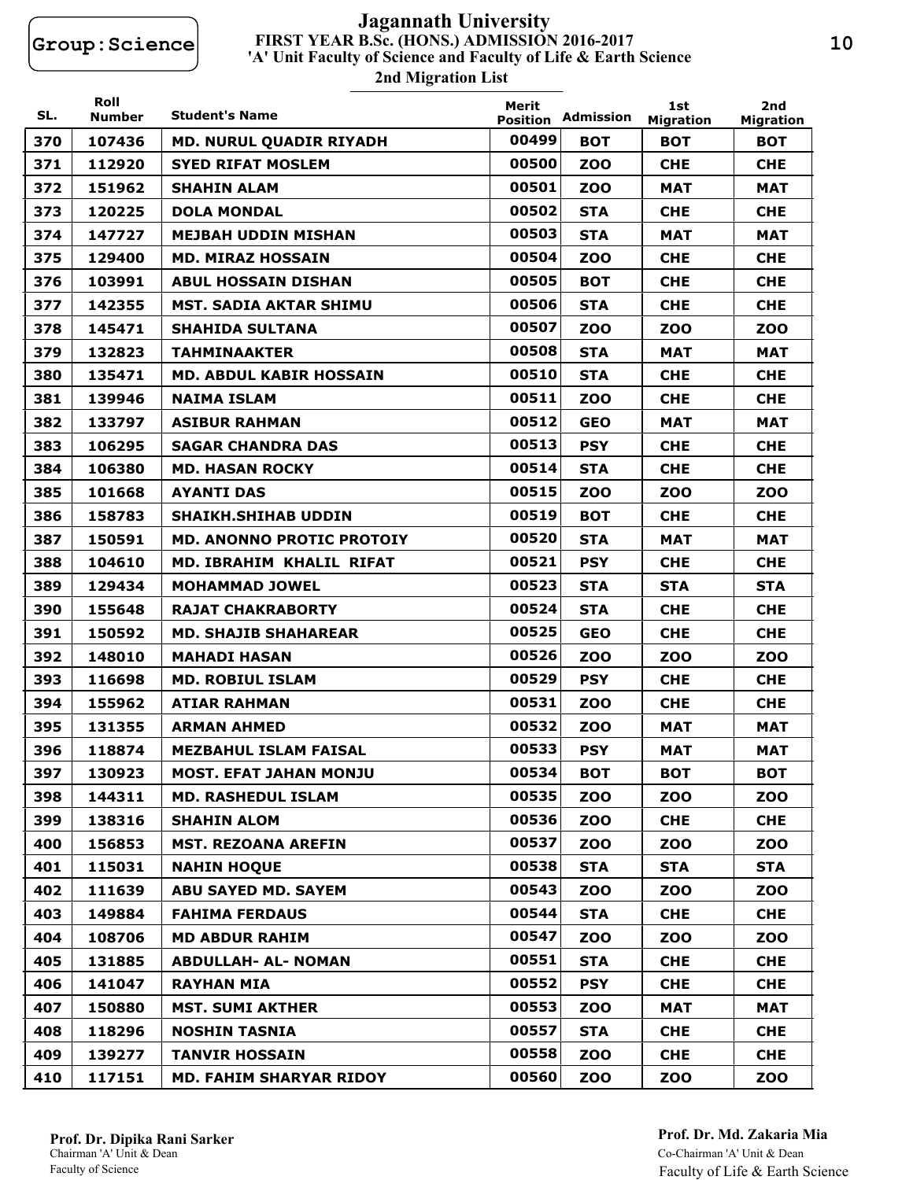Group:Science

# Jagannath University

**FIRST YEAR B.Sc. (HONS.) ADMISSION 2016-2017**

**'A' Unit Faculty of Science and Faculty of Life & Earth Science**

**2nd Migration List**

| SL. | Roll Number | Student's Name | Merit Position | Admission | 1st Migration | 2nd Migration |
|---|---|---|---|---|---|---|
| 370 | 107436 | MD. NURUL QUADIR RIYADH | 00499 | BOT | BOT | BOT |
| 371 | 112920 | SYED RIFAT MOSLEM | 00500 | ZOO | CHE | CHE |
| 372 | 151962 | SHAHIN ALAM | 00501 | ZOO | MAT | MAT |
| 373 | 120225 | DOLA MONDAL | 00502 | STA | CHE | CHE |
| 374 | 147727 | MEJBAH UDDIN MISHAN | 00503 | STA | MAT | MAT |
| 375 | 129400 | MD. MIRAZ HOSSAIN | 00504 | ZOO | CHE | CHE |
| 376 | 103991 | ABUL HOSSAIN DISHAN | 00505 | BOT | CHE | CHE |
| 377 | 142355 | MST. SADIA AKTAR SHIMU | 00506 | STA | CHE | CHE |
| 378 | 145471 | SHAHIDA SULTANA | 00507 | ZOO | ZOO | ZOO |
| 379 | 132823 | TAHMINAAKTER | 00508 | STA | MAT | MAT |
| 380 | 135471 | MD. ABDUL KABIR HOSSAIN | 00510 | STA | CHE | CHE |
| 381 | 139946 | NAIMA ISLAM | 00511 | ZOO | CHE | CHE |
| 382 | 133797 | ASIBUR RAHMAN | 00512 | GEO | MAT | MAT |
| 383 | 106295 | SAGAR CHANDRA DAS | 00513 | PSY | CHE | CHE |
| 384 | 106380 | MD. HASAN ROCKY | 00514 | STA | CHE | CHE |
| 385 | 101668 | AYANTI DAS | 00515 | ZOO | ZOO | ZOO |
| 386 | 158783 | SHAIKH.SHIHAB UDDIN | 00519 | BOT | CHE | CHE |
| 387 | 150591 | MD. ANONNO PROTIC PROTOIY | 00520 | STA | MAT | MAT |
| 388 | 104610 | MD. IBRAHIM KHALIL RIFAT | 00521 | PSY | CHE | CHE |
| 389 | 129434 | MOHAMMAD JOWEL | 00523 | STA | STA | STA |
| 390 | 155648 | RAJAT CHAKRABORTY | 00524 | STA | CHE | CHE |
| 391 | 150592 | MD. SHAJIB SHAHAREAR | 00525 | GEO | CHE | CHE |
| 392 | 148010 | MAHADI HASAN | 00526 | ZOO | ZOO | ZOO |
| 393 | 116698 | MD. ROBIUL ISLAM | 00529 | PSY | CHE | CHE |
| 394 | 155962 | ATIAR RAHMAN | 00531 | ZOO | CHE | CHE |
| 395 | 131355 | ARMAN AHMED | 00532 | ZOO | MAT | MAT |
| 396 | 118874 | MEZBAHUL ISLAM FAISAL | 00533 | PSY | MAT | MAT |
| 397 | 130923 | MOST. EFAT JAHAN MONJU | 00534 | BOT | BOT | BOT |
| 398 | 144311 | MD. RASHEDUL ISLAM | 00535 | ZOO | ZOO | ZOO |
| 399 | 138316 | SHAHIN ALOM | 00536 | ZOO | CHE | CHE |
| 400 | 156853 | MST. REZOANA AREFIN | 00537 | ZOO | ZOO | ZOO |
| 401 | 115031 | NAHIN HOQUE | 00538 | STA | STA | STA |
| 402 | 111639 | ABU SAYED MD. SAYEM | 00543 | ZOO | ZOO | ZOO |
| 403 | 149884 | FAHIMA FERDAUS | 00544 | STA | CHE | CHE |
| 404 | 108706 | MD ABDUR RAHIM | 00547 | ZOO | ZOO | ZOO |
| 405 | 131885 | ABDULLAH- AL- NOMAN | 00551 | STA | CHE | CHE |
| 406 | 141047 | RAYHAN MIA | 00552 | PSY | CHE | CHE |
| 407 | 150880 | MST. SUMI AKTHER | 00553 | ZOO | MAT | MAT |
| 408 | 118296 | NOSHIN TASNIA | 00557 | STA | CHE | CHE |
| 409 | 139277 | TANVIR HOSSAIN | 00558 | ZOO | CHE | CHE |
| 410 | 117151 | MD. FAHIM SHARYAR RIDOY | 00560 | ZOO | ZOO | ZOO |

**Prof. Dr. Dipika Rani Sarker**
Chairman 'A' Unit & Dean
Faculty of Science

**Prof. Dr. Md. Zakaria Mia**
Co-Chairman 'A' Unit & Dean
Faculty of Life & Earth Science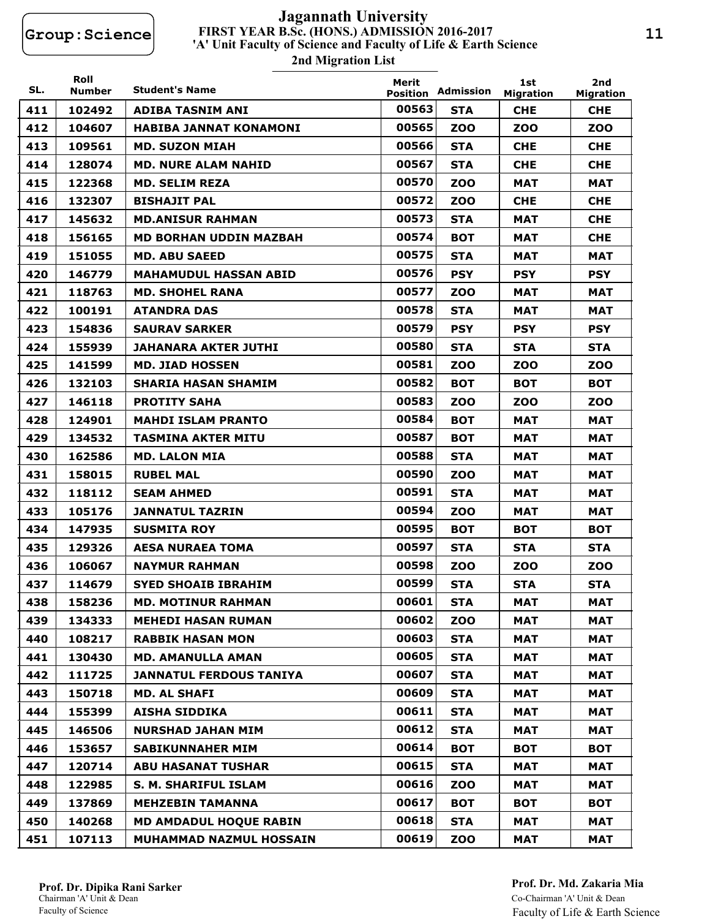Group:Science

# Jagannath University

**FIRST YEAR B.Sc. (HONS.) ADMISSION 2016-2017**

**'A' Unit Faculty of Science and Faculty of Life & Earth Science**

**2nd Migration List**

| SL. | Roll Number | Student's Name | Merit Position | Admission | 1st Migration | 2nd Migration |
|---|---|---|---|---|---|---|
| 411 | 102492 | ADIBA TASNIM ANI | 00563 | STA | CHE | CHE |
| 412 | 104607 | HABIBA JANNAT KONAMONI | 00565 | ZOO | ZOO | ZOO |
| 413 | 109561 | MD. SUZON MIAH | 00566 | STA | CHE | CHE |
| 414 | 128074 | MD. NURE ALAM NAHID | 00567 | STA | CHE | CHE |
| 415 | 122368 | MD. SELIM REZA | 00570 | ZOO | MAT | MAT |
| 416 | 132307 | BISHAJIT PAL | 00572 | ZOO | CHE | CHE |
| 417 | 145632 | MD.ANISUR RAHMAN | 00573 | STA | MAT | CHE |
| 418 | 156165 | MD BORHAN UDDIN MAZBAH | 00574 | BOT | MAT | CHE |
| 419 | 151055 | MD. ABU SAEED | 00575 | STA | MAT | MAT |
| 420 | 146779 | MAHAMUDUL HASSAN ABID | 00576 | PSY | PSY | PSY |
| 421 | 118763 | MD. SHOHEL RANA | 00577 | ZOO | MAT | MAT |
| 422 | 100191 | ATANDRA DAS | 00578 | STA | MAT | MAT |
| 423 | 154836 | SAURAV SARKER | 00579 | PSY | PSY | PSY |
| 424 | 155939 | JAHANARA AKTER JUTHI | 00580 | STA | STA | STA |
| 425 | 141599 | MD. JIAD HOSSEN | 00581 | ZOO | ZOO | ZOO |
| 426 | 132103 | SHARIA HASAN SHAMIM | 00582 | BOT | BOT | BOT |
| 427 | 146118 | PROTITY SAHA | 00583 | ZOO | ZOO | ZOO |
| 428 | 124901 | MAHDI ISLAM PRANTO | 00584 | BOT | MAT | MAT |
| 429 | 134532 | TASMINA AKTER MITU | 00587 | BOT | MAT | MAT |
| 430 | 162586 | MD. LALON MIA | 00588 | STA | MAT | MAT |
| 431 | 158015 | RUBEL MAL | 00590 | ZOO | MAT | MAT |
| 432 | 118112 | SEAM AHMED | 00591 | STA | MAT | MAT |
| 433 | 105176 | JANNATUL TAZRIN | 00594 | ZOO | MAT | MAT |
| 434 | 147935 | SUSMITA ROY | 00595 | BOT | BOT | BOT |
| 435 | 129326 | AESA NURAEA TOMA | 00597 | STA | STA | STA |
| 436 | 106067 | NAYMUR RAHMAN | 00598 | ZOO | ZOO | ZOO |
| 437 | 114679 | SYED SHOAIB IBRAHIM | 00599 | STA | STA | STA |
| 438 | 158236 | MD. MOTINUR RAHMAN | 00601 | STA | MAT | MAT |
| 439 | 134333 | MEHEDI HASAN RUMAN | 00602 | ZOO | MAT | MAT |
| 440 | 108217 | RABBIK HASAN MON | 00603 | STA | MAT | MAT |
| 441 | 130430 | MD. AMANULLA AMAN | 00605 | STA | MAT | MAT |
| 442 | 111725 | JANNATUL FERDOUS TANIYA | 00607 | STA | MAT | MAT |
| 443 | 150718 | MD. AL SHAFI | 00609 | STA | MAT | MAT |
| 444 | 155399 | AISHA SIDDIKA | 00611 | STA | MAT | MAT |
| 445 | 146506 | NURSHAD JAHAN MIM | 00612 | STA | MAT | MAT |
| 446 | 153657 | SABIKUNNAHER MIM | 00614 | BOT | BOT | BOT |
| 447 | 120714 | ABU HASANAT TUSHAR | 00615 | STA | MAT | MAT |
| 448 | 122985 | S. M. SHARIFUL ISLAM | 00616 | ZOO | MAT | MAT |
| 449 | 137869 | MEHZEBIN TAMANNA | 00617 | BOT | BOT | BOT |
| 450 | 140268 | MD AMDADUL HOQUE RABIN | 00618 | STA | MAT | MAT |
| 451 | 107113 | MUHAMMAD NAZMUL HOSSAIN | 00619 | ZOO | MAT | MAT |

**Prof. Dr. Dipika Rani Sarker**
Chairman 'A' Unit & Dean
Faculty of Science

**Prof. Dr. Md. Zakaria Mia**
Co-Chairman 'A' Unit & Dean
Faculty of Life & Earth Science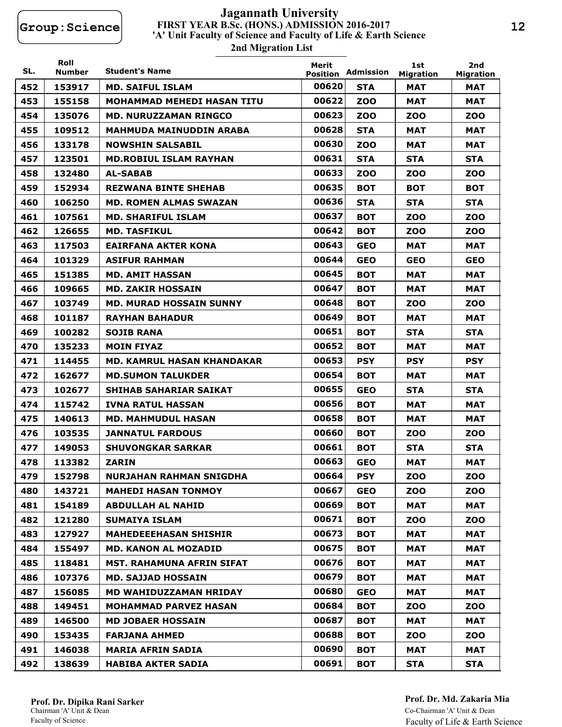Group:Science

# Jagannath University

## FIRST YEAR B.Sc. (HONS.) ADMISSION 2016-2017

### 'A' Unit Faculty of Science and Faculty of Life & Earth Science

### 2nd Migration List

| SL. | Roll Number | Student's Name | Merit Position | Admission | 1st Migration | 2nd Migration |
|---|---|---|---|---|---|---|
| 452 | 153917 | MD. SAIFUL ISLAM | 00620 | STA | MAT | MAT |
| 453 | 155158 | MOHAMMAD MEHEDI HASAN TITU | 00622 | ZOO | MAT | MAT |
| 454 | 135076 | MD. NURUZZAMAN RINGCO | 00623 | ZOO | ZOO | ZOO |
| 455 | 109512 | MAHMUDA MAINUDDIN ARABA | 00628 | STA | MAT | MAT |
| 456 | 133178 | NOWSHIN SALSABIL | 00630 | ZOO | MAT | MAT |
| 457 | 123501 | MD.ROBIUL ISLAM RAYHAN | 00631 | STA | STA | STA |
| 458 | 132480 | AL-SABAB | 00633 | ZOO | ZOO | ZOO |
| 459 | 152934 | REZWANA BINTE SHEHAB | 00635 | BOT | BOT | BOT |
| 460 | 106250 | MD. ROMEN ALMAS SWAZAN | 00636 | STA | STA | STA |
| 461 | 107561 | MD. SHARIFUL ISLAM | 00637 | BOT | ZOO | ZOO |
| 462 | 126655 | MD. TASFIKUL | 00642 | BOT | ZOO | ZOO |
| 463 | 117503 | EAIRFANA AKTER KONA | 00643 | GEO | MAT | MAT |
| 464 | 101329 | ASIFUR RAHMAN | 00644 | GEO | GEO | GEO |
| 465 | 151385 | MD. AMIT HASSAN | 00645 | BOT | MAT | MAT |
| 466 | 109665 | MD. ZAKIR HOSSAIN | 00647 | BOT | MAT | MAT |
| 467 | 103749 | MD. MURAD HOSSAIN SUNNY | 00648 | BOT | ZOO | ZOO |
| 468 | 101187 | RAYHAN BAHADUR | 00649 | BOT | MAT | MAT |
| 469 | 100282 | SOJIB RANA | 00651 | BOT | STA | STA |
| 470 | 135233 | MOIN FIYAZ | 00652 | BOT | MAT | MAT |
| 471 | 114455 | MD. KAMRUL HASAN KHANDAKAR | 00653 | PSY | PSY | PSY |
| 472 | 162677 | MD.SUMON TALUKDER | 00654 | BOT | MAT | MAT |
| 473 | 102677 | SHIHAB SAHARIAR SAIKAT | 00655 | GEO | STA | STA |
| 474 | 115742 | IVNA RATUL HASSAN | 00656 | BOT | MAT | MAT |
| 475 | 140613 | MD. MAHMUDUL HASAN | 00658 | BOT | MAT | MAT |
| 476 | 103535 | JANNATUL FARDOUS | 00660 | BOT | ZOO | ZOO |
| 477 | 149053 | SHUVONGKAR SARKAR | 00661 | BOT | STA | STA |
| 478 | 113382 | ZARIN | 00663 | GEO | MAT | MAT |
| 479 | 152798 | NURJAHAN RAHMAN SNIGDHA | 00664 | PSY | ZOO | ZOO |
| 480 | 143721 | MAHEDI HASAN TONMOY | 00667 | GEO | ZOO | ZOO |
| 481 | 154189 | ABDULLAH AL NAHID | 00669 | BOT | MAT | MAT |
| 482 | 121280 | SUMAIYA ISLAM | 00671 | BOT | ZOO | ZOO |
| 483 | 127927 | MAHEDEEEHASAN SHISHIR | 00673 | BOT | MAT | MAT |
| 484 | 155497 | MD. KANON AL MOZADID | 00675 | BOT | MAT | MAT |
| 485 | 118481 | MST. RAHAMUNA AFRIN SIFAT | 00676 | BOT | MAT | MAT |
| 486 | 107376 | MD. SAJJAD HOSSAIN | 00679 | BOT | MAT | MAT |
| 487 | 156085 | MD WAHIDUZZAMAN HRIDAY | 00680 | GEO | MAT | MAT |
| 488 | 149451 | MOHAMMAD PARVEZ HASAN | 00684 | BOT | ZOO | ZOO |
| 489 | 146500 | MD JOBAER HOSSAIN | 00687 | BOT | MAT | MAT |
| 490 | 153435 | FARJANA AHMED | 00688 | BOT | ZOO | ZOO |
| 491 | 146038 | MARIA AFRIN SADIA | 00690 | BOT | MAT | MAT |
| 492 | 138639 | HABIBA AKTER SADIA | 00691 | BOT | STA | STA |

**Prof. Dr. Dipika Rani Sarker**
Chairman 'A' Unit & Dean
Faculty of Science

**Prof. Dr. Md. Zakaria Mia**
Co-Chairman 'A' Unit & Dean
Faculty of Life & Earth Science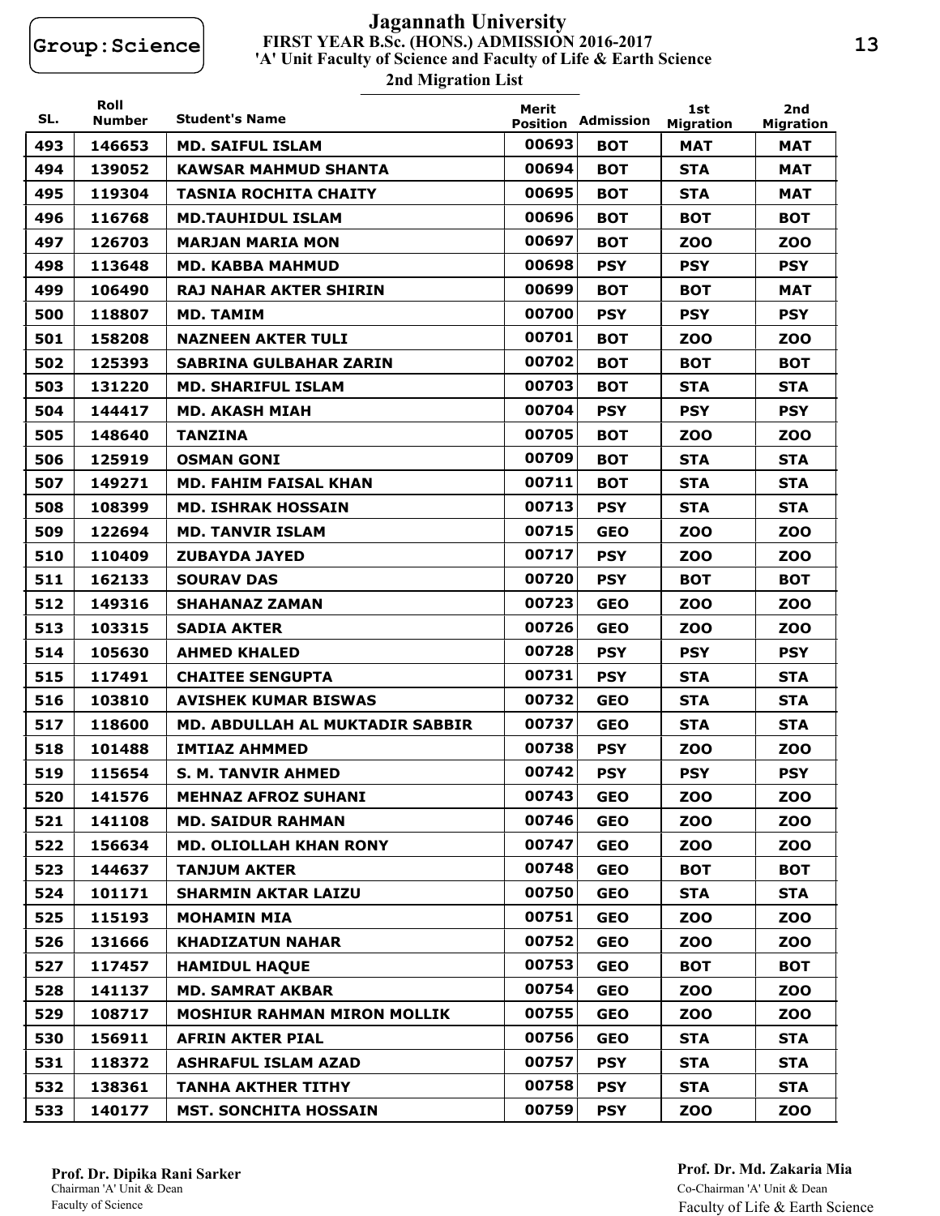Group:Science

# Jagannath University

**FIRST YEAR B.Sc. (HONS.) ADMISSION 2016-2017**

**'A' Unit Faculty of Science and Faculty of Life & Earth Science**

**2nd Migration List**

| SL. | Roll Number | Student's Name | Merit Position | Admission | 1st Migration | 2nd Migration |
|---|---|---|---|---|---|---|
| 493 | 146653 | MD. SAIFUL ISLAM | 00693 | BOT | MAT | MAT |
| 494 | 139052 | KAWSAR MAHMUD SHANTA | 00694 | BOT | STA | MAT |
| 495 | 119304 | TASNIA ROCHITA CHAITY | 00695 | BOT | STA | MAT |
| 496 | 116768 | MD.TAUHIDUL ISLAM | 00696 | BOT | BOT | BOT |
| 497 | 126703 | MARJAN MARIA MON | 00697 | BOT | ZOO | ZOO |
| 498 | 113648 | MD. KABBA MAHMUD | 00698 | PSY | PSY | PSY |
| 499 | 106490 | RAJ NAHAR AKTER SHIRIN | 00699 | BOT | BOT | MAT |
| 500 | 118807 | MD. TAMIM | 00700 | PSY | PSY | PSY |
| 501 | 158208 | NAZNEEN AKTER TULI | 00701 | BOT | ZOO | ZOO |
| 502 | 125393 | SABRINA GULBAHAR ZARIN | 00702 | BOT | BOT | BOT |
| 503 | 131220 | MD. SHARIFUL ISLAM | 00703 | BOT | STA | STA |
| 504 | 144417 | MD. AKASH MIAH | 00704 | PSY | PSY | PSY |
| 505 | 148640 | TANZINA | 00705 | BOT | ZOO | ZOO |
| 506 | 125919 | OSMAN GONI | 00709 | BOT | STA | STA |
| 507 | 149271 | MD. FAHIM FAISAL KHAN | 00711 | BOT | STA | STA |
| 508 | 108399 | MD. ISHRAK HOSSAIN | 00713 | PSY | STA | STA |
| 509 | 122694 | MD. TANVIR ISLAM | 00715 | GEO | ZOO | ZOO |
| 510 | 110409 | ZUBAYDA JAYED | 00717 | PSY | ZOO | ZOO |
| 511 | 162133 | SOURAV DAS | 00720 | PSY | BOT | BOT |
| 512 | 149316 | SHAHANAZ ZAMAN | 00723 | GEO | ZOO | ZOO |
| 513 | 103315 | SADIA AKTER | 00726 | GEO | ZOO | ZOO |
| 514 | 105630 | AHMED KHALED | 00728 | PSY | PSY | PSY |
| 515 | 117491 | CHAITEE SENGUPTA | 00731 | PSY | STA | STA |
| 516 | 103810 | AVISHEK KUMAR BISWAS | 00732 | GEO | STA | STA |
| 517 | 118600 | MD. ABDULLAH AL MUKTADIR SABBIR | 00737 | GEO | STA | STA |
| 518 | 101488 | IMTIAZ AHMMED | 00738 | PSY | ZOO | ZOO |
| 519 | 115654 | S. M. TANVIR AHMED | 00742 | PSY | PSY | PSY |
| 520 | 141576 | MEHNAZ AFROZ SUHANI | 00743 | GEO | ZOO | ZOO |
| 521 | 141108 | MD. SAIDUR RAHMAN | 00746 | GEO | ZOO | ZOO |
| 522 | 156634 | MD. OLIOLLAH KHAN RONY | 00747 | GEO | ZOO | ZOO |
| 523 | 144637 | TANJUM AKTER | 00748 | GEO | BOT | BOT |
| 524 | 101171 | SHARMIN AKTAR LAIZU | 00750 | GEO | STA | STA |
| 525 | 115193 | MOHAMIN MIA | 00751 | GEO | ZOO | ZOO |
| 526 | 131666 | KHADIZATUN NAHAR | 00752 | GEO | ZOO | ZOO |
| 527 | 117457 | HAMIDUL HAQUE | 00753 | GEO | BOT | BOT |
| 528 | 141137 | MD. SAMRAT AKBAR | 00754 | GEO | ZOO | ZOO |
| 529 | 108717 | MOSHIUR RAHMAN MIRON MOLLIK | 00755 | GEO | ZOO | ZOO |
| 530 | 156911 | AFRIN AKTER PIAL | 00756 | GEO | STA | STA |
| 531 | 118372 | ASHRAFUL ISLAM AZAD | 00757 | PSY | STA | STA |
| 532 | 138361 | TANHA AKTHER TITHY | 00758 | PSY | STA | STA |
| 533 | 140177 | MST. SONCHITA HOSSAIN | 00759 | PSY | ZOO | ZOO |

**Prof. Dr. Dipika Rani Sarker**
Chairman 'A' Unit & Dean
Faculty of Science

**Prof. Dr. Md. Zakaria Mia**
Co-Chairman 'A' Unit & Dean
Faculty of Life & Earth Science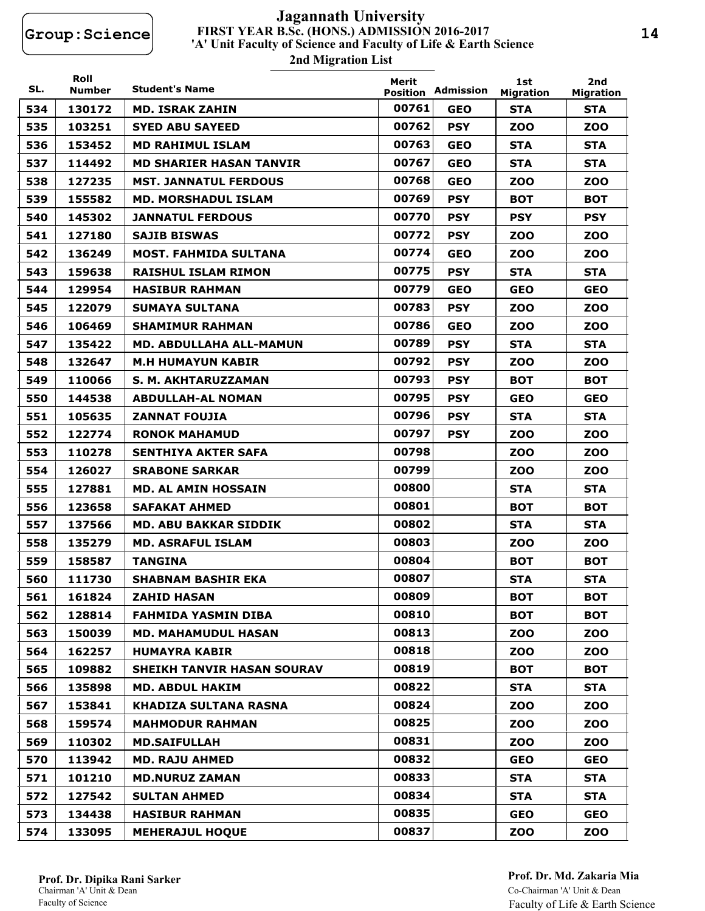Group:Science

# Jagannath University

**FIRST YEAR B.Sc. (HONS.) ADMISSION 2016-2017**

**'A' Unit Faculty of Science and Faculty of Life & Earth Science**

## 2nd Migration List

| SL. | Roll Number | Student's Name | Merit Position | Admission | 1st Migration | 2nd Migration |
|---|---|---|---|---|---|---|
| 534 | 130172 | MD. ISRAK ZAHIN | 00761 | GEO | STA | STA |
| 535 | 103251 | SYED ABU SAYEED | 00762 | PSY | ZOO | ZOO |
| 536 | 153452 | MD RAHIMUL ISLAM | 00763 | GEO | STA | STA |
| 537 | 114492 | MD SHARIER HASAN TANVIR | 00767 | GEO | STA | STA |
| 538 | 127235 | MST. JANNATUL FERDOUS | 00768 | GEO | ZOO | ZOO |
| 539 | 155582 | MD. MORSHADUL ISLAM | 00769 | PSY | BOT | BOT |
| 540 | 145302 | JANNATUL FERDOUS | 00770 | PSY | PSY | PSY |
| 541 | 127180 | SAJIB BISWAS | 00772 | PSY | ZOO | ZOO |
| 542 | 136249 | MOST. FAHMIDA SULTANA | 00774 | GEO | ZOO | ZOO |
| 543 | 159638 | RAISHUL ISLAM RIMON | 00775 | PSY | STA | STA |
| 544 | 129954 | HASIBUR RAHMAN | 00779 | GEO | GEO | GEO |
| 545 | 122079 | SUMAYA SULTANA | 00783 | PSY | ZOO | ZOO |
| 546 | 106469 | SHAMIMUR RAHMAN | 00786 | GEO | ZOO | ZOO |
| 547 | 135422 | MD. ABDULLAHA ALL-MAMUN | 00789 | PSY | STA | STA |
| 548 | 132647 | M.H HUMAYUN KABIR | 00792 | PSY | ZOO | ZOO |
| 549 | 110066 | S. M. AKHTARUZZAMAN | 00793 | PSY | BOT | BOT |
| 550 | 144538 | ABDULLAH-AL NOMAN | 00795 | PSY | GEO | GEO |
| 551 | 105635 | ZANNAT FOUJIA | 00796 | PSY | STA | STA |
| 552 | 122774 | RONOK MAHAMUD | 00797 | PSY | ZOO | ZOO |
| 553 | 110278 | SENTHIYA AKTER SAFA | 00798 | | ZOO | ZOO |
| 554 | 126027 | SRABONE SARKAR | 00799 | | ZOO | ZOO |
| 555 | 127881 | MD. AL AMIN HOSSAIN | 00800 | | STA | STA |
| 556 | 123658 | SAFAKAT AHMED | 00801 | | BOT | BOT |
| 557 | 137566 | MD. ABU BAKKAR SIDDIK | 00802 | | STA | STA |
| 558 | 135279 | MD. ASRAFUL ISLAM | 00803 | | ZOO | ZOO |
| 559 | 158587 | TANGINA | 00804 | | BOT | BOT |
| 560 | 111730 | SHABNAM BASHIR EKA | 00807 | | STA | STA |
| 561 | 161824 | ZAHID HASAN | 00809 | | BOT | BOT |
| 562 | 128814 | FAHMIDA YASMIN DIBA | 00810 | | BOT | BOT |
| 563 | 150039 | MD. MAHAMUDUL HASAN | 00813 | | ZOO | ZOO |
| 564 | 162257 | HUMAYRA KABIR | 00818 | | ZOO | ZOO |
| 565 | 109882 | SHEIKH TANVIR HASAN SOURAV | 00819 | | BOT | BOT |
| 566 | 135898 | MD. ABDUL HAKIM | 00822 | | STA | STA |
| 567 | 153841 | KHADIZA SULTANA RASNA | 00824 | | ZOO | ZOO |
| 568 | 159574 | MAHMODUR RAHMAN | 00825 | | ZOO | ZOO |
| 569 | 110302 | MD.SAIFULLAH | 00831 | | ZOO | ZOO |
| 570 | 113942 | MD. RAJU AHMED | 00832 | | GEO | GEO |
| 571 | 101210 | MD.NURUZ ZAMAN | 00833 | | STA | STA |
| 572 | 127542 | SULTAN AHMED | 00834 | | STA | STA |
| 573 | 134438 | HASIBUR RAHMAN | 00835 | | GEO | GEO |
| 574 | 133095 | MEHERAJUL HOQUE | 00837 | | ZOO | ZOO |

**Prof. Dr. Dipika Rani Sarker**
Chairman 'A' Unit & Dean
Faculty of Science

**Prof. Dr. Md. Zakaria Mia**
Co-Chairman 'A' Unit & Dean
Faculty of Life & Earth Science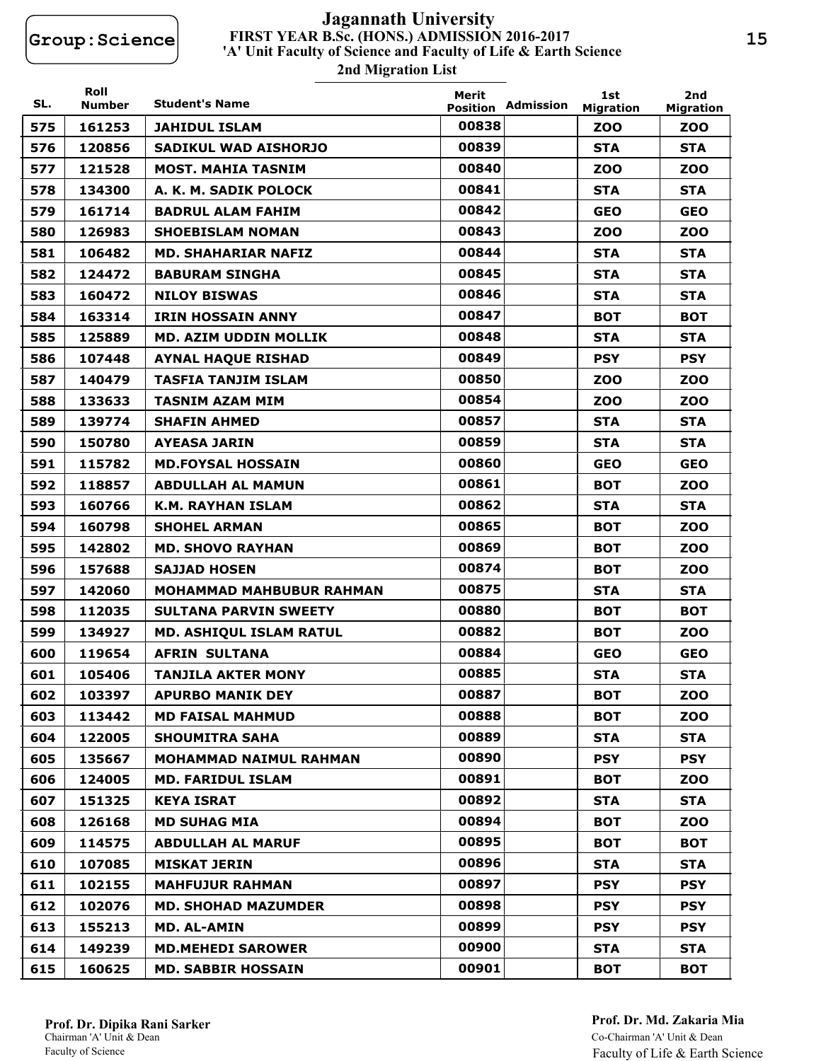Group:Science

# Jagannath University

**FIRST YEAR B.Sc. (HONS.) ADMISSION 2016-2017**

**'A' Unit Faculty of Science and Faculty of Life & Earth Science**

**2nd Migration List**

| SL. | Roll Number | Student's Name | Merit Position | Admission | 1st Migration | 2nd Migration |
|---|---|---|---|---|---|---|
| 575 | 161253 | JAHIDUL ISLAM | 00838 | | ZOO | ZOO |
| 576 | 120856 | SADIKUL WAD AISHORJO | 00839 | | STA | STA |
| 577 | 121528 | MOST. MAHIA TASNIM | 00840 | | ZOO | ZOO |
| 578 | 134300 | A. K. M. SADIK POLOCK | 00841 | | STA | STA |
| 579 | 161714 | BADRUL ALAM FAHIM | 00842 | | GEO | GEO |
| 580 | 126983 | SHOEBISLAM NOMAN | 00843 | | ZOO | ZOO |
| 581 | 106482 | MD. SHAHARIAR NAFIZ | 00844 | | STA | STA |
| 582 | 124472 | BABURAM SINGHA | 00845 | | STA | STA |
| 583 | 160472 | NILOY BISWAS | 00846 | | STA | STA |
| 584 | 163314 | IRIN HOSSAIN ANNY | 00847 | | BOT | BOT |
| 585 | 125889 | MD. AZIM UDDIN MOLLIK | 00848 | | STA | STA |
| 586 | 107448 | AYNAL HAQUE RISHAD | 00849 | | PSY | PSY |
| 587 | 140479 | TASFIA TANJIM ISLAM | 00850 | | ZOO | ZOO |
| 588 | 133633 | TASNIM AZAM MIM | 00854 | | ZOO | ZOO |
| 589 | 139774 | SHAFIN AHMED | 00857 | | STA | STA |
| 590 | 150780 | AYEASA JARIN | 00859 | | STA | STA |
| 591 | 115782 | MD.FOYSAL HOSSAIN | 00860 | | GEO | GEO |
| 592 | 118857 | ABDULLAH AL MAMUN | 00861 | | BOT | ZOO |
| 593 | 160766 | K.M. RAYHAN ISLAM | 00862 | | STA | STA |
| 594 | 160798 | SHOHEL ARMAN | 00865 | | BOT | ZOO |
| 595 | 142802 | MD. SHOVO RAYHAN | 00869 | | BOT | ZOO |
| 596 | 157688 | SAJJAD HOSEN | 00874 | | BOT | ZOO |
| 597 | 142060 | MOHAMMAD MAHBUBUR RAHMAN | 00875 | | STA | STA |
| 598 | 112035 | SULTANA PARVIN SWEETY | 00880 | | BOT | BOT |
| 599 | 134927 | MD. ASHIQUL ISLAM RATUL | 00882 | | BOT | ZOO |
| 600 | 119654 | AFRIN SULTANA | 00884 | | GEO | GEO |
| 601 | 105406 | TANJILA AKTER MONY | 00885 | | STA | STA |
| 602 | 103397 | APURBO MANIK DEY | 00887 | | BOT | ZOO |
| 603 | 113442 | MD FAISAL MAHMUD | 00888 | | BOT | ZOO |
| 604 | 122005 | SHOUMITRA SAHA | 00889 | | STA | STA |
| 605 | 135667 | MOHAMMAD NAIMUL RAHMAN | 00890 | | PSY | PSY |
| 606 | 124005 | MD. FARIDUL ISLAM | 00891 | | BOT | ZOO |
| 607 | 151325 | KEYA ISRAT | 00892 | | STA | STA |
| 608 | 126168 | MD SUHAG MIA | 00894 | | BOT | ZOO |
| 609 | 114575 | ABDULLAH AL MARUF | 00895 | | BOT | BOT |
| 610 | 107085 | MISKAT JERIN | 00896 | | STA | STA |
| 611 | 102155 | MAHFUJUR RAHMAN | 00897 | | PSY | PSY |
| 612 | 102076 | MD. SHOHAD MAZUMDER | 00898 | | PSY | PSY |
| 613 | 155213 | MD. AL-AMIN | 00899 | | PSY | PSY |
| 614 | 149239 | MD.MEHEDI SAROWER | 00900 | | STA | STA |
| 615 | 160625 | MD. SABBIR HOSSAIN | 00901 | | BOT | BOT |

**Prof. Dr. Dipika Rani Sarker**
Chairman 'A' Unit & Dean
Faculty of Science

**Prof. Dr. Md. Zakaria Mia**
Co-Chairman 'A' Unit & Dean
Faculty of Life & Earth Science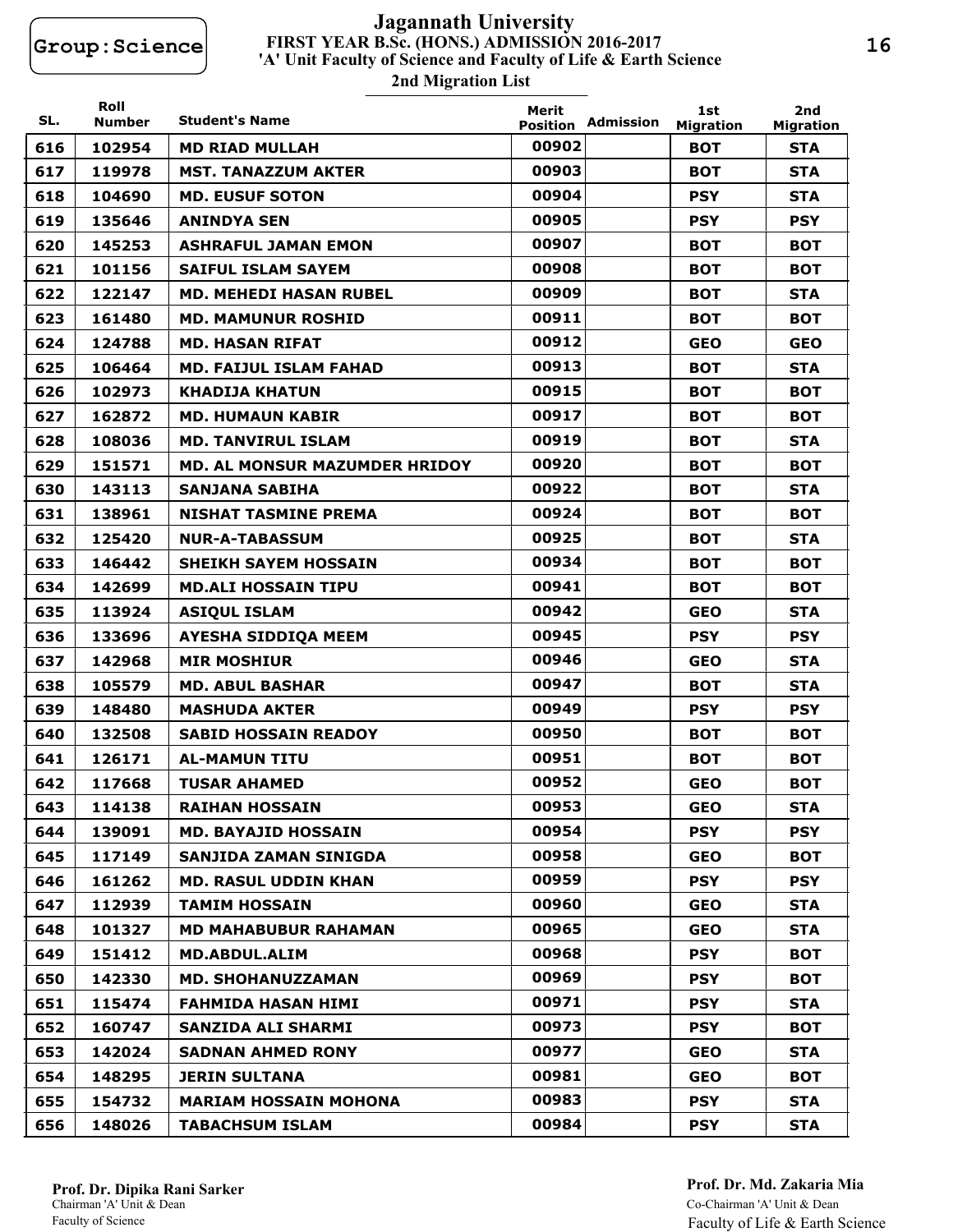Group:Science

# Jagannath University

## FIRST YEAR B.Sc. (HONS.) ADMISSION 2016-2017
## 'A' Unit Faculty of Science and Faculty of Life & Earth Science
## 2nd Migration List

| SL. | Roll Number | Student's Name | Merit Position | Admission | 1st Migration | 2nd Migration |
|---|---|---|---|---|---|---|
| 616 | 102954 | MD RIAD MULLAH | 00902 | | BOT | STA |
| 617 | 119978 | MST. TANAZZUM AKTER | 00903 | | BOT | STA |
| 618 | 104690 | MD. EUSUF SOTON | 00904 | | PSY | STA |
| 619 | 135646 | ANINDYA SEN | 00905 | | PSY | PSY |
| 620 | 145253 | ASHRAFUL JAMAN EMON | 00907 | | BOT | BOT |
| 621 | 101156 | SAIFUL ISLAM SAYEM | 00908 | | BOT | BOT |
| 622 | 122147 | MD. MEHEDI HASAN RUBEL | 00909 | | BOT | STA |
| 623 | 161480 | MD. MAMUNUR ROSHID | 00911 | | BOT | BOT |
| 624 | 124788 | MD. HASAN RIFAT | 00912 | | GEO | GEO |
| 625 | 106464 | MD. FAIJUL ISLAM FAHAD | 00913 | | BOT | STA |
| 626 | 102973 | KHADIJA KHATUN | 00915 | | BOT | BOT |
| 627 | 162872 | MD. HUMAUN KABIR | 00917 | | BOT | BOT |
| 628 | 108036 | MD. TANVIRUL ISLAM | 00919 | | BOT | STA |
| 629 | 151571 | MD. AL MONSUR MAZUMDER HRIDOY | 00920 | | BOT | BOT |
| 630 | 143113 | SANJANA SABIHA | 00922 | | BOT | STA |
| 631 | 138961 | NISHAT TASMINE PREMA | 00924 | | BOT | BOT |
| 632 | 125420 | NUR-A-TABASSUM | 00925 | | BOT | STA |
| 633 | 146442 | SHEIKH SAYEM HOSSAIN | 00934 | | BOT | BOT |
| 634 | 142699 | MD.ALI HOSSAIN TIPU | 00941 | | BOT | BOT |
| 635 | 113924 | ASIQUL ISLAM | 00942 | | GEO | STA |
| 636 | 133696 | AYESHA SIDDIQA MEEM | 00945 | | PSY | PSY |
| 637 | 142968 | MIR MOSHIUR | 00946 | | GEO | STA |
| 638 | 105579 | MD. ABUL BASHAR | 00947 | | BOT | STA |
| 639 | 148480 | MASHUDA AKTER | 00949 | | PSY | PSY |
| 640 | 132508 | SABID HOSSAIN READOY | 00950 | | BOT | BOT |
| 641 | 126171 | AL-MAMUN TITU | 00951 | | BOT | BOT |
| 642 | 117668 | TUSAR AHAMED | 00952 | | GEO | BOT |
| 643 | 114138 | RAIHAN HOSSAIN | 00953 | | GEO | STA |
| 644 | 139091 | MD. BAYAJID HOSSAIN | 00954 | | PSY | PSY |
| 645 | 117149 | SANJIDA ZAMAN SINIGDA | 00958 | | GEO | BOT |
| 646 | 161262 | MD. RASUL UDDIN KHAN | 00959 | | PSY | PSY |
| 647 | 112939 | TAMIM HOSSAIN | 00960 | | GEO | STA |
| 648 | 101327 | MD MAHABUBUR RAHAMAN | 00965 | | GEO | STA |
| 649 | 151412 | MD.ABDUL.ALIM | 00968 | | PSY | BOT |
| 650 | 142330 | MD. SHOHANUZZAMAN | 00969 | | PSY | BOT |
| 651 | 115474 | FAHMIDA HASAN HIMI | 00971 | | PSY | STA |
| 652 | 160747 | SANZIDA ALI SHARMI | 00973 | | PSY | BOT |
| 653 | 142024 | SADNAN AHMED RONY | 00977 | | GEO | STA |
| 654 | 148295 | JERIN SULTANA | 00981 | | GEO | BOT |
| 655 | 154732 | MARIAM HOSSAIN MOHONA | 00983 | | PSY | STA |
| 656 | 148026 | TABACHSUM ISLAM | 00984 | | PSY | STA |

**Prof. Dr. Dipika Rani Sarker**
Chairman 'A' Unit & Dean
Faculty of Science

**Prof. Dr. Md. Zakaria Mia**
Co-Chairman 'A' Unit & Dean
Faculty of Life & Earth Science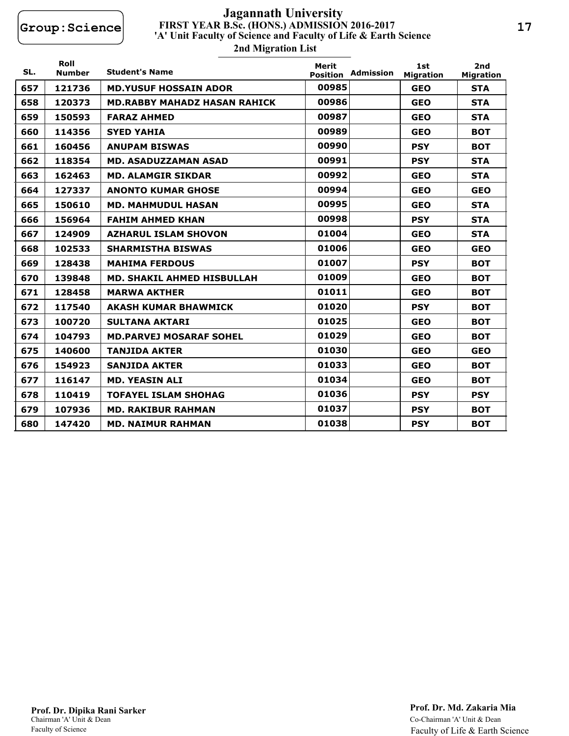Group:Science

# Jagannath University

## FIRST YEAR B.Sc. (HONS.) ADMISSION 2016-2017

### 'A' Unit Faculty of Science and Faculty of Life & Earth Science

### 2nd Migration List

| SL. | Roll Number | Student's Name | Merit Position | Admission | 1st Migration | 2nd Migration |
|---|---|---|---|---|---|---|
| 657 | 121736 | MD.YUSUF HOSSAIN ADOR | 00985 | | GEO | STA |
| 658 | 120373 | MD.RABBY MAHADZ HASAN RAHICK | 00986 | | GEO | STA |
| 659 | 150593 | FARAZ AHMED | 00987 | | GEO | STA |
| 660 | 114356 | SYED YAHIA | 00989 | | GEO | BOT |
| 661 | 160456 | ANUPAM BISWAS | 00990 | | PSY | BOT |
| 662 | 118354 | MD. ASADUZZAMAN ASAD | 00991 | | PSY | STA |
| 663 | 162463 | MD. ALAMGIR SIKDAR | 00992 | | GEO | STA |
| 664 | 127337 | ANONTO KUMAR GHOSE | 00994 | | GEO | GEO |
| 665 | 150610 | MD. MAHMUDUL HASAN | 00995 | | GEO | STA |
| 666 | 156964 | FAHIM AHMED KHAN | 00998 | | PSY | STA |
| 667 | 124909 | AZHARUL ISLAM SHOVON | 01004 | | GEO | STA |
| 668 | 102533 | SHARMISTHA BISWAS | 01006 | | GEO | GEO |
| 669 | 128438 | MAHIMA FERDOUS | 01007 | | PSY | BOT |
| 670 | 139848 | MD. SHAKIL AHMED HISBULLAH | 01009 | | GEO | BOT |
| 671 | 128458 | MARWA AKTHER | 01011 | | GEO | BOT |
| 672 | 117540 | AKASH KUMAR BHAWMICK | 01020 | | PSY | BOT |
| 673 | 100720 | SULTANA AKTARI | 01025 | | GEO | BOT |
| 674 | 104793 | MD.PARVEJ MOSARAF SOHEL | 01029 | | GEO | BOT |
| 675 | 140600 | TANJIDA AKTER | 01030 | | GEO | GEO |
| 676 | 154923 | SANJIDA AKTER | 01033 | | GEO | BOT |
| 677 | 116147 | MD. YEASIN ALI | 01034 | | GEO | BOT |
| 678 | 110419 | TOFAYEL ISLAM SHOHAG | 01036 | | PSY | PSY |
| 679 | 107936 | MD. RAKIBUR RAHMAN | 01037 | | PSY | BOT |
| 680 | 147420 | MD. NAIMUR RAHMAN | 01038 | | PSY | BOT |

**Prof. Dr. Dipika Rani Sarker**
Chairman 'A' Unit & Dean
Faculty of Science

**Prof. Dr. Md. Zakaria Mia**
Co-Chairman 'A' Unit & Dean
Faculty of Life & Earth Science